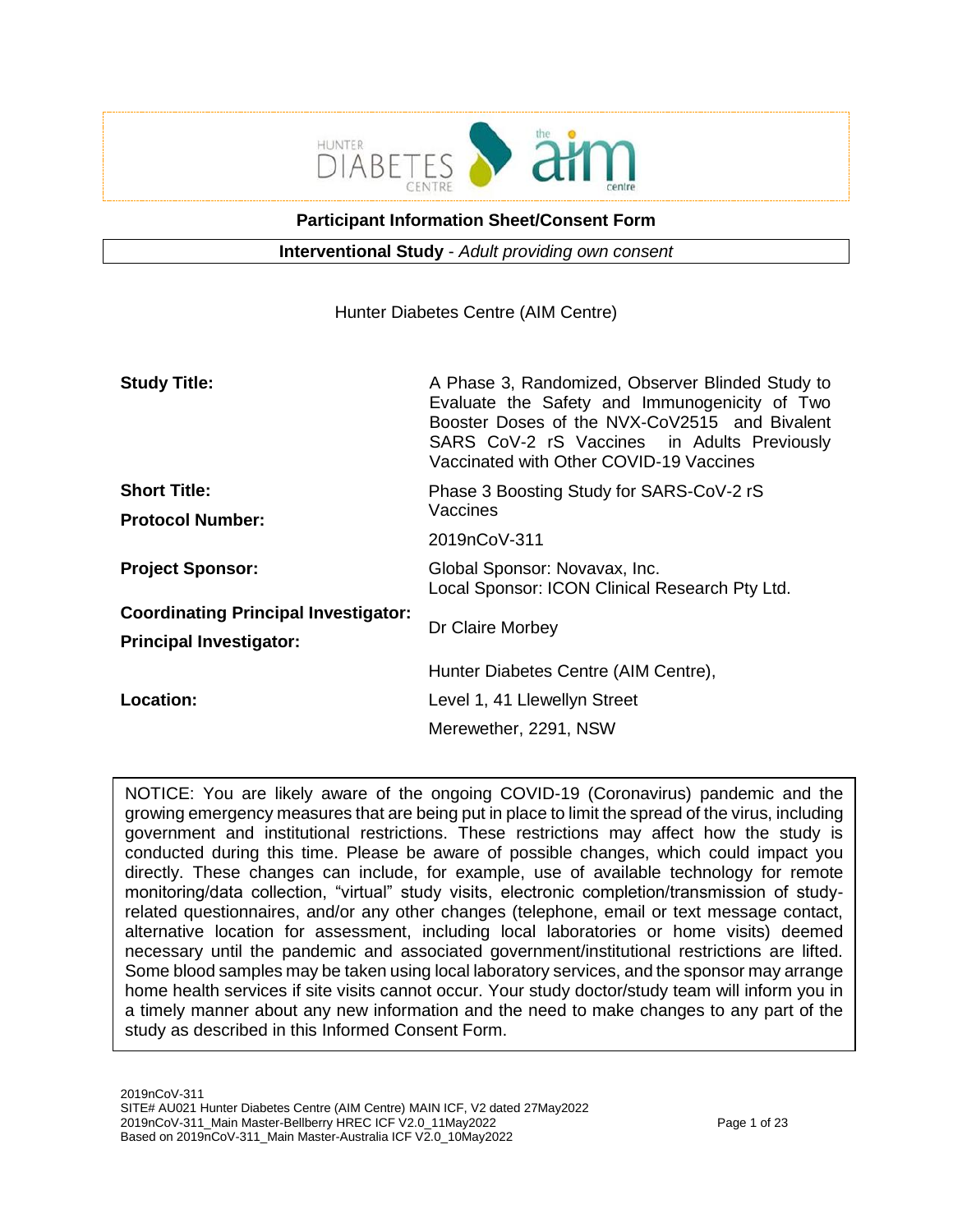## Participant Information Sheet/Consent Form

**Interventional Study** - *Adult providing own consent*

Hunter Diabetes Centre (AIM Centre)

| | |
|---|---|
| **Study Title:** | A Phase 3, Randomized, Observer Blinded Study to Evaluate the Safety and Immunogenicity of Two Booster Doses of the NVX-CoV2515 and Bivalent SARS CoV-2 rS Vaccines in Adults Previously Vaccinated with Other COVID-19 Vaccines |
| **Short Title:** | Phase 3 Boosting Study for SARS-CoV-2 rS Vaccines |
| **Protocol Number:** | 2019nCoV-311 |
| **Project Sponsor:** | Global Sponsor: Novavax, Inc.<br>Local Sponsor: ICON Clinical Research Pty Ltd. |
| **Coordinating Principal Investigator:**<br>**Principal Investigator:** | Dr Claire Morbey |
| **Location:** | Hunter Diabetes Centre (AIM Centre),<br>Level 1, 41 Llewellyn Street<br>Merewether, 2291, NSW |

NOTICE: You are likely aware of the ongoing COVID-19 (Coronavirus) pandemic and the growing emergency measures that are being put in place to limit the spread of the virus, including government and institutional restrictions. These restrictions may affect how the study is conducted during this time. Please be aware of possible changes, which could impact you directly. These changes can include, for example, use of available technology for remote monitoring/data collection, "virtual" study visits, electronic completion/transmission of study-related questionnaires, and/or any other changes (telephone, email or text message contact, alternative location for assessment, including local laboratories or home visits) deemed necessary until the pandemic and associated government/institutional restrictions are lifted. Some blood samples may be taken using local laboratory services, and the sponsor may arrange home health services if site visits cannot occur. Your study doctor/study team will inform you in a timely manner about any new information and the need to make changes to any part of the study as described in this Informed Consent Form.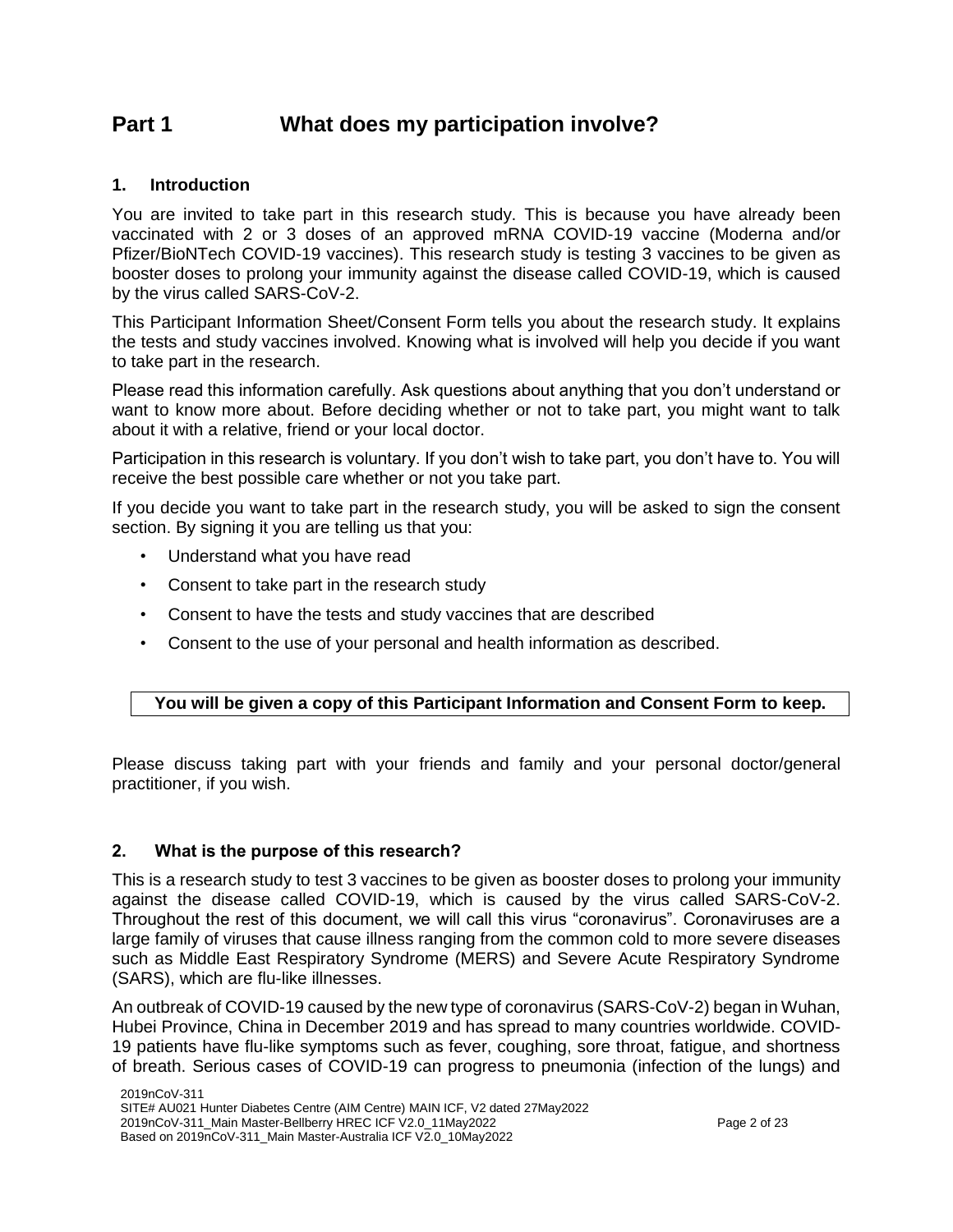# Part 1 What does my participation involve?

## 1. Introduction

You are invited to take part in this research study. This is because you have already been vaccinated with 2 or 3 doses of an approved mRNA COVID-19 vaccine (Moderna and/or Pfizer/BioNTech COVID-19 vaccines). This research study is testing 3 vaccines to be given as booster doses to prolong your immunity against the disease called COVID-19, which is caused by the virus called SARS-CoV-2.

This Participant Information Sheet/Consent Form tells you about the research study. It explains the tests and study vaccines involved. Knowing what is involved will help you decide if you want to take part in the research.

Please read this information carefully. Ask questions about anything that you don't understand or want to know more about. Before deciding whether or not to take part, you might want to talk about it with a relative, friend or your local doctor.

Participation in this research is voluntary. If you don't wish to take part, you don't have to. You will receive the best possible care whether or not you take part.

If you decide you want to take part in the research study, you will be asked to sign the consent section. By signing it you are telling us that you:

- Understand what you have read
- Consent to take part in the research study
- Consent to have the tests and study vaccines that are described
- Consent to the use of your personal and health information as described.

**You will be given a copy of this Participant Information and Consent Form to keep.**

Please discuss taking part with your friends and family and your personal doctor/general practitioner, if you wish.

## 2. What is the purpose of this research?

This is a research study to test 3 vaccines to be given as booster doses to prolong your immunity against the disease called COVID-19, which is caused by the virus called SARS-CoV-2. Throughout the rest of this document, we will call this virus "coronavirus". Coronaviruses are a large family of viruses that cause illness ranging from the common cold to more severe diseases such as Middle East Respiratory Syndrome (MERS) and Severe Acute Respiratory Syndrome (SARS), which are flu-like illnesses.

An outbreak of COVID-19 caused by the new type of coronavirus (SARS-CoV-2) began in Wuhan, Hubei Province, China in December 2019 and has spread to many countries worldwide. COVID-19 patients have flu-like symptoms such as fever, coughing, sore throat, fatigue, and shortness of breath. Serious cases of COVID-19 can progress to pneumonia (infection of the lungs) and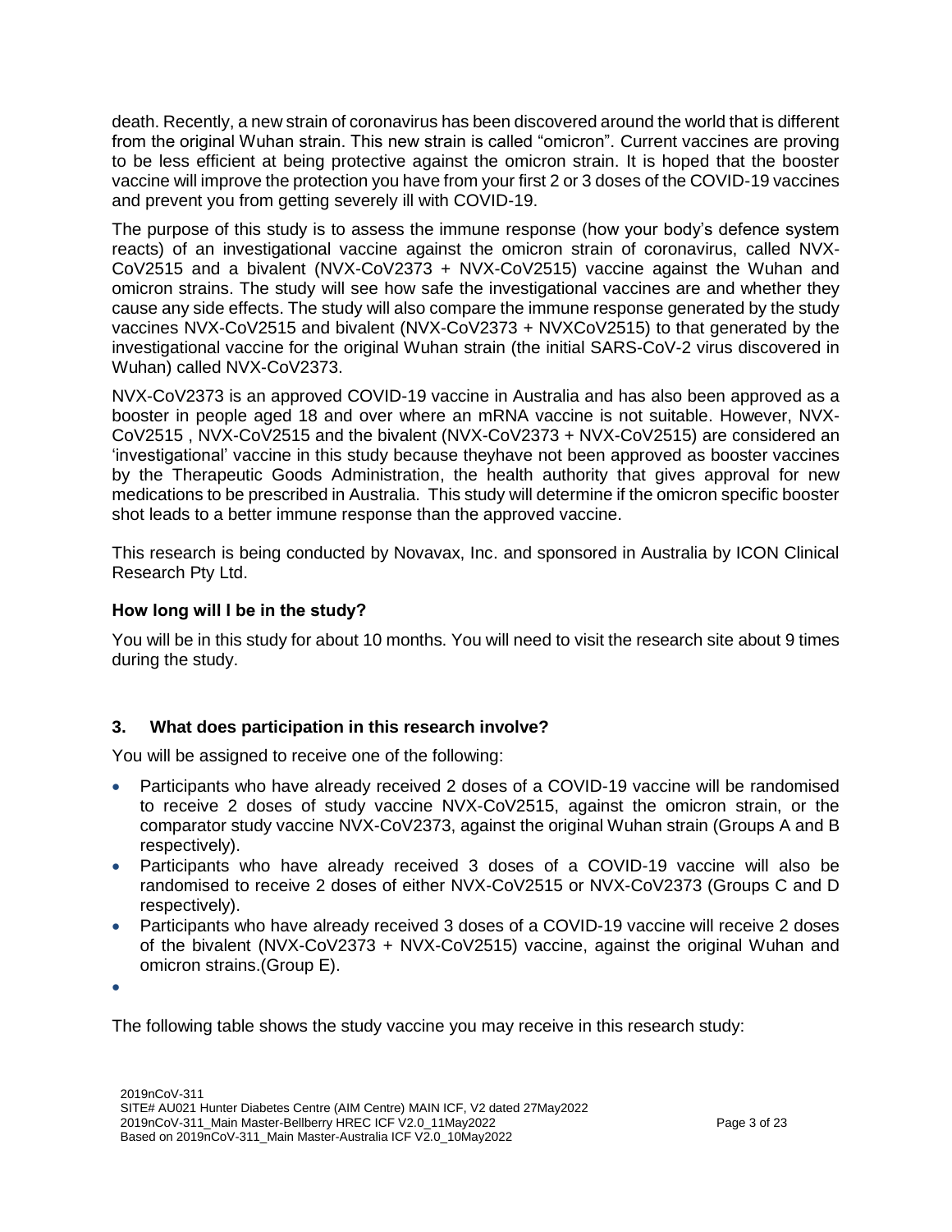death. Recently, a new strain of coronavirus has been discovered around the world that is different from the original Wuhan strain. This new strain is called "omicron". Current vaccines are proving to be less efficient at being protective against the omicron strain. It is hoped that the booster vaccine will improve the protection you have from your first 2 or 3 doses of the COVID-19 vaccines and prevent you from getting severely ill with COVID-19.

The purpose of this study is to assess the immune response (how your body's defence system reacts) of an investigational vaccine against the omicron strain of coronavirus, called NVX-CoV2515 and a bivalent (NVX-CoV2373 + NVX-CoV2515) vaccine against the Wuhan and omicron strains. The study will see how safe the investigational vaccines are and whether they cause any side effects. The study will also compare the immune response generated by the study vaccines NVX-CoV2515 and bivalent (NVX-CoV2373 + NVXCoV2515) to that generated by the investigational vaccine for the original Wuhan strain (the initial SARS-CoV-2 virus discovered in Wuhan) called NVX-CoV2373.

NVX-CoV2373 is an approved COVID-19 vaccine in Australia and has also been approved as a booster in people aged 18 and over where an mRNA vaccine is not suitable. However, NVX-CoV2515 , NVX-CoV2515 and the bivalent (NVX-CoV2373 + NVX-CoV2515) are considered an 'investigational' vaccine in this study because theyhave not been approved as booster vaccines by the Therapeutic Goods Administration, the health authority that gives approval for new medications to be prescribed in Australia. This study will determine if the omicron specific booster shot leads to a better immune response than the approved vaccine.

This research is being conducted by Novavax, Inc. and sponsored in Australia by ICON Clinical Research Pty Ltd.

### How long will I be in the study?

You will be in this study for about 10 months. You will need to visit the research site about 9 times during the study.

## 3. What does participation in this research involve?

You will be assigned to receive one of the following:

- Participants who have already received 2 doses of a COVID-19 vaccine will be randomised to receive 2 doses of study vaccine NVX-CoV2515, against the omicron strain, or the comparator study vaccine NVX-CoV2373, against the original Wuhan strain (Groups A and B respectively).
- Participants who have already received 3 doses of a COVID-19 vaccine will also be randomised to receive 2 doses of either NVX-CoV2515 or NVX-CoV2373 (Groups C and D respectively).
- Participants who have already received 3 doses of a COVID-19 vaccine will receive 2 doses of the bivalent (NVX-CoV2373 + NVX-CoV2515) vaccine, against the original Wuhan and omicron strains.(Group E).

The following table shows the study vaccine you may receive in this research study: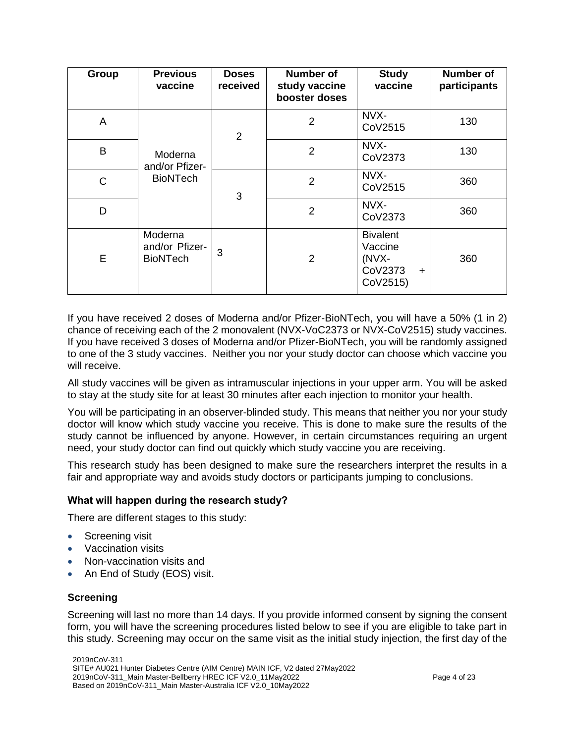| Group | Previous vaccine | Doses received | Number of study vaccine booster doses | Study vaccine | Number of participants |
|---|---|---|---|---|---|
| A | Moderna and/or Pfizer-BioNTech | 2 | 2 | NVX-CoV2515 | 130 |
| B | | | 2 | NVX-CoV2373 | 130 |
| C | | 3 | 2 | NVX-CoV2515 | 360 |
| D | | | 2 | NVX-CoV2373 | 360 |
| E | Moderna and/or Pfizer-BioNTech | 3 | 2 | Bivalent Vaccine (NVX-CoV2373 + CoV2515) | 360 |

If you have received 2 doses of Moderna and/or Pfizer-BioNTech, you will have a 50% (1 in 2) chance of receiving each of the 2 monovalent (NVX-VoC2373 or NVX-CoV2515) study vaccines. If you have received 3 doses of Moderna and/or Pfizer-BioNTech, you will be randomly assigned to one of the 3 study vaccines. Neither you nor your study doctor can choose which vaccine you will receive.

All study vaccines will be given as intramuscular injections in your upper arm. You will be asked to stay at the study site for at least 30 minutes after each injection to monitor your health.

You will be participating in an observer-blinded study. This means that neither you nor your study doctor will know which study vaccine you receive. This is done to make sure the results of the study cannot be influenced by anyone. However, in certain circumstances requiring an urgent need, your study doctor can find out quickly which study vaccine you are receiving.

This research study has been designed to make sure the researchers interpret the results in a fair and appropriate way and avoids study doctors or participants jumping to conclusions.

### What will happen during the research study?

There are different stages to this study:

- Screening visit
- Vaccination visits
- Non-vaccination visits and
- An End of Study (EOS) visit.

### Screening

Screening will last no more than 14 days. If you provide informed consent by signing the consent form, you will have the screening procedures listed below to see if you are eligible to take part in this study. Screening may occur on the same visit as the initial study injection, the first day of the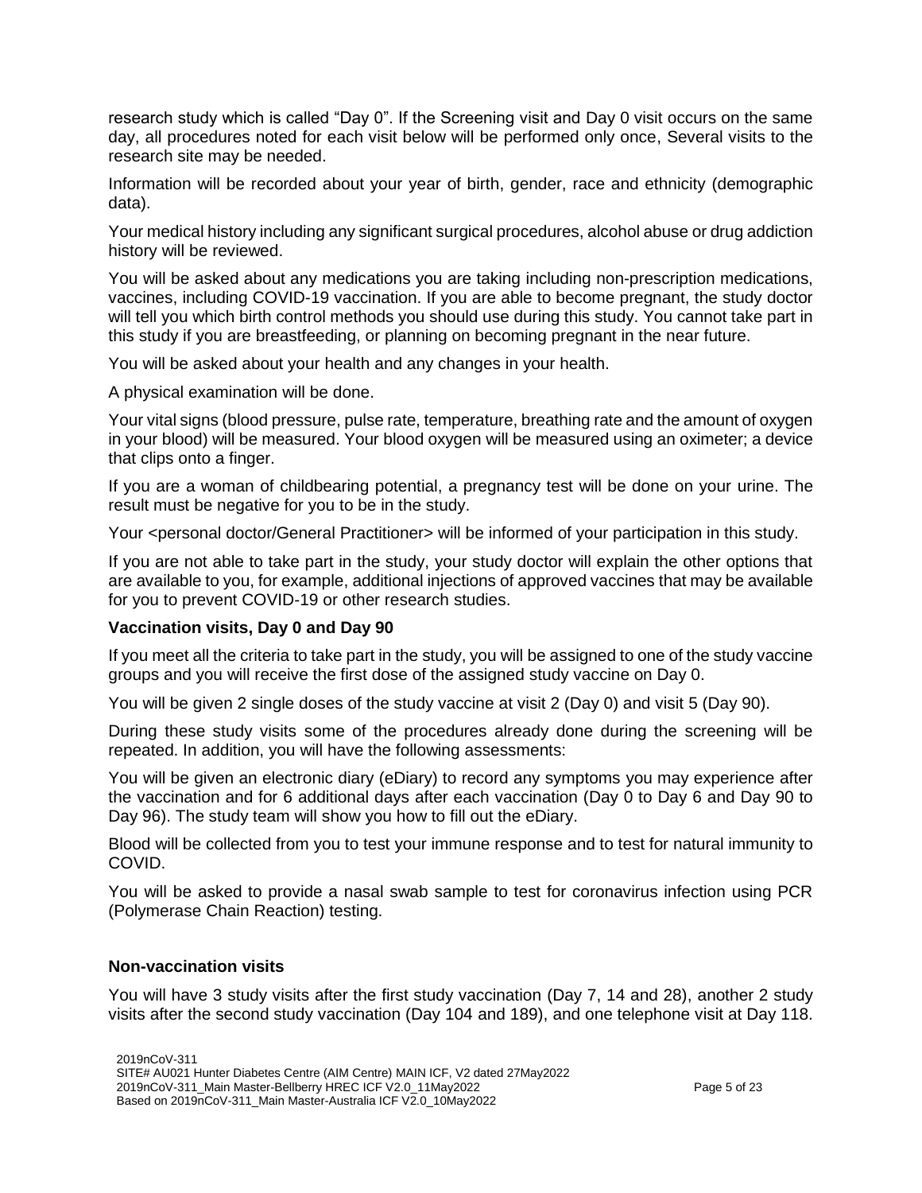research study which is called "Day 0". If the Screening visit and Day 0 visit occurs on the same day, all procedures noted for each visit below will be performed only once, Several visits to the research site may be needed.

Information will be recorded about your year of birth, gender, race and ethnicity (demographic data).

Your medical history including any significant surgical procedures, alcohol abuse or drug addiction history will be reviewed.

You will be asked about any medications you are taking including non-prescription medications, vaccines, including COVID-19 vaccination. If you are able to become pregnant, the study doctor will tell you which birth control methods you should use during this study. You cannot take part in this study if you are breastfeeding, or planning on becoming pregnant in the near future.

You will be asked about your health and any changes in your health.

A physical examination will be done.

Your vital signs (blood pressure, pulse rate, temperature, breathing rate and the amount of oxygen in your blood) will be measured. Your blood oxygen will be measured using an oximeter; a device that clips onto a finger.

If you are a woman of childbearing potential, a pregnancy test will be done on your urine. The result must be negative for you to be in the study.

Your <personal doctor/General Practitioner> will be informed of your participation in this study.

If you are not able to take part in the study, your study doctor will explain the other options that are available to you, for example, additional injections of approved vaccines that may be available for you to prevent COVID-19 or other research studies.

**Vaccination visits, Day 0 and Day 90**

If you meet all the criteria to take part in the study, you will be assigned to one of the study vaccine groups and you will receive the first dose of the assigned study vaccine on Day 0.

You will be given 2 single doses of the study vaccine at visit 2 (Day 0) and visit 5 (Day 90).

During these study visits some of the procedures already done during the screening will be repeated. In addition, you will have the following assessments:

You will be given an electronic diary (eDiary) to record any symptoms you may experience after the vaccination and for 6 additional days after each vaccination (Day 0 to Day 6 and Day 90 to Day 96). The study team will show you how to fill out the eDiary.

Blood will be collected from you to test your immune response and to test for natural immunity to COVID.

You will be asked to provide a nasal swab sample to test for coronavirus infection using PCR (Polymerase Chain Reaction) testing.

**Non-vaccination visits**

You will have 3 study visits after the first study vaccination (Day 7, 14 and 28), another 2 study visits after the second study vaccination (Day 104 and 189), and one telephone visit at Day 118.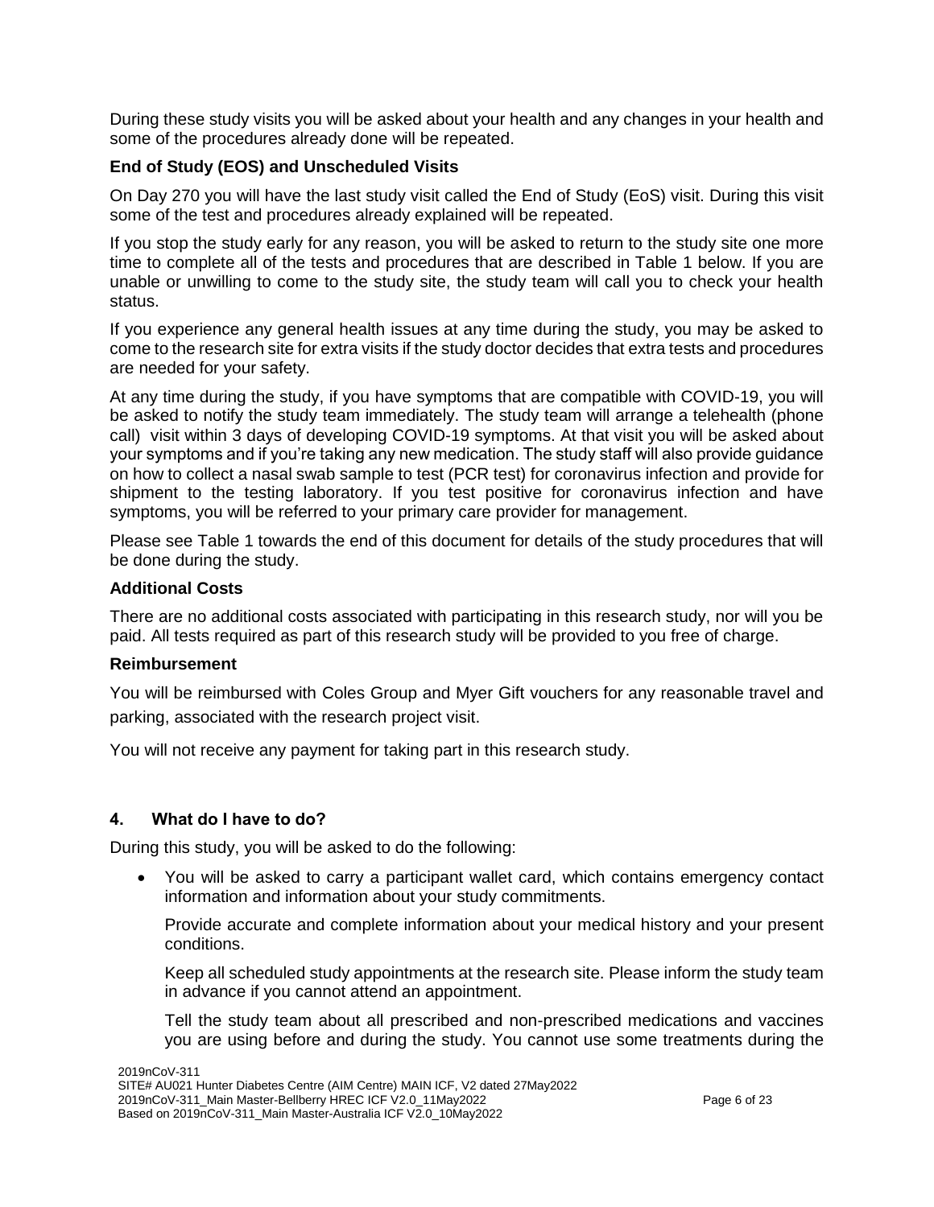During these study visits you will be asked about your health and any changes in your health and some of the procedures already done will be repeated.

### End of Study (EOS) and Unscheduled Visits

On Day 270 you will have the last study visit called the End of Study (EoS) visit. During this visit some of the test and procedures already explained will be repeated.

If you stop the study early for any reason, you will be asked to return to the study site one more time to complete all of the tests and procedures that are described in Table 1 below. If you are unable or unwilling to come to the study site, the study team will call you to check your health status.

If you experience any general health issues at any time during the study, you may be asked to come to the research site for extra visits if the study doctor decides that extra tests and procedures are needed for your safety.

At any time during the study, if you have symptoms that are compatible with COVID-19, you will be asked to notify the study team immediately. The study team will arrange a telehealth (phone call) visit within 3 days of developing COVID-19 symptoms. At that visit you will be asked about your symptoms and if you're taking any new medication. The study staff will also provide guidance on how to collect a nasal swab sample to test (PCR test) for coronavirus infection and provide for shipment to the testing laboratory. If you test positive for coronavirus infection and have symptoms, you will be referred to your primary care provider for management.

Please see Table 1 towards the end of this document for details of the study procedures that will be done during the study.

### Additional Costs

There are no additional costs associated with participating in this research study, nor will you be paid. All tests required as part of this research study will be provided to you free of charge.

### Reimbursement

You will be reimbursed with Coles Group and Myer Gift vouchers for any reasonable travel and parking, associated with the research project visit.

You will not receive any payment for taking part in this research study.

## 4. What do I have to do?

During this study, you will be asked to do the following:

- You will be asked to carry a participant wallet card, which contains emergency contact information and information about your study commitments.

  Provide accurate and complete information about your medical history and your present conditions.

  Keep all scheduled study appointments at the research site. Please inform the study team in advance if you cannot attend an appointment.

  Tell the study team about all prescribed and non-prescribed medications and vaccines you are using before and during the study. You cannot use some treatments during the

2019nCoV-311
SITE# AU021 Hunter Diabetes Centre (AIM Centre) MAIN ICF, V2 dated 27May2022
2019nCoV-311_Main Master-Bellberry HREC ICF V2.0_11May2022
Based on 2019nCoV-311_Main Master-Australia ICF V2.0_10May2022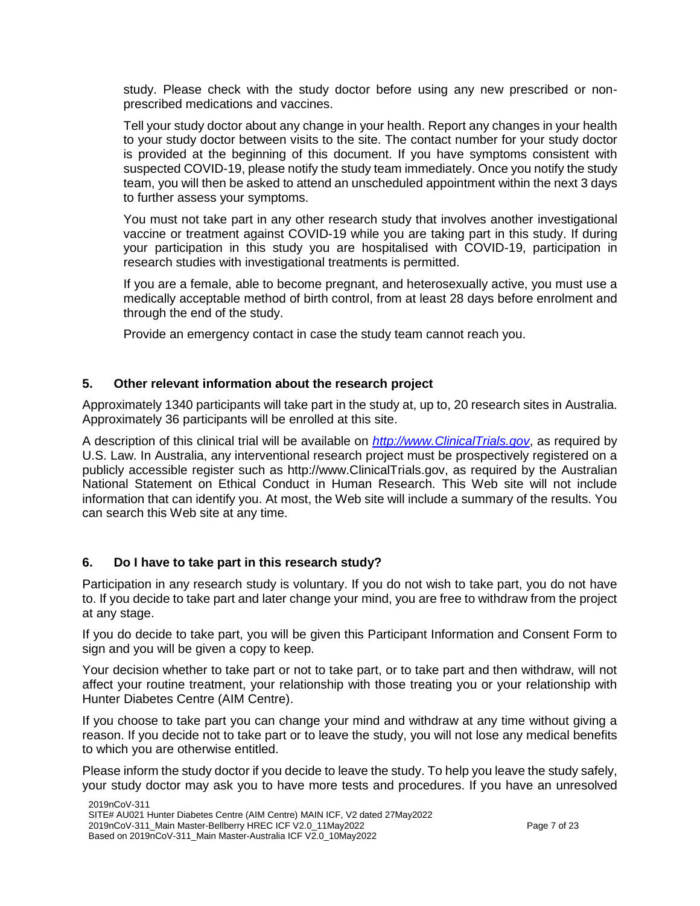study. Please check with the study doctor before using any new prescribed or non-prescribed medications and vaccines.

Tell your study doctor about any change in your health. Report any changes in your health to your study doctor between visits to the site. The contact number for your study doctor is provided at the beginning of this document. If you have symptoms consistent with suspected COVID-19, please notify the study team immediately. Once you notify the study team, you will then be asked to attend an unscheduled appointment within the next 3 days to further assess your symptoms.

You must not take part in any other research study that involves another investigational vaccine or treatment against COVID-19 while you are taking part in this study. If during your participation in this study you are hospitalised with COVID-19, participation in research studies with investigational treatments is permitted.

If you are a female, able to become pregnant, and heterosexually active, you must use a medically acceptable method of birth control, from at least 28 days before enrolment and through the end of the study.

Provide an emergency contact in case the study team cannot reach you.

## 5. Other relevant information about the research project

Approximately 1340 participants will take part in the study at, up to, 20 research sites in Australia. Approximately 36 participants will be enrolled at this site.

A description of this clinical trial will be available on *http://www.ClinicalTrials.gov*, as required by U.S. Law. In Australia, any interventional research project must be prospectively registered on a publicly accessible register such as http://www.ClinicalTrials.gov, as required by the Australian National Statement on Ethical Conduct in Human Research. This Web site will not include information that can identify you. At most, the Web site will include a summary of the results. You can search this Web site at any time.

## 6. Do I have to take part in this research study?

Participation in any research study is voluntary. If you do not wish to take part, you do not have to. If you decide to take part and later change your mind, you are free to withdraw from the project at any stage.

If you do decide to take part, you will be given this Participant Information and Consent Form to sign and you will be given a copy to keep.

Your decision whether to take part or not to take part, or to take part and then withdraw, will not affect your routine treatment, your relationship with those treating you or your relationship with Hunter Diabetes Centre (AIM Centre).

If you choose to take part you can change your mind and withdraw at any time without giving a reason. If you decide not to take part or to leave the study, you will not lose any medical benefits to which you are otherwise entitled.

Please inform the study doctor if you decide to leave the study. To help you leave the study safely, your study doctor may ask you to have more tests and procedures. If you have an unresolved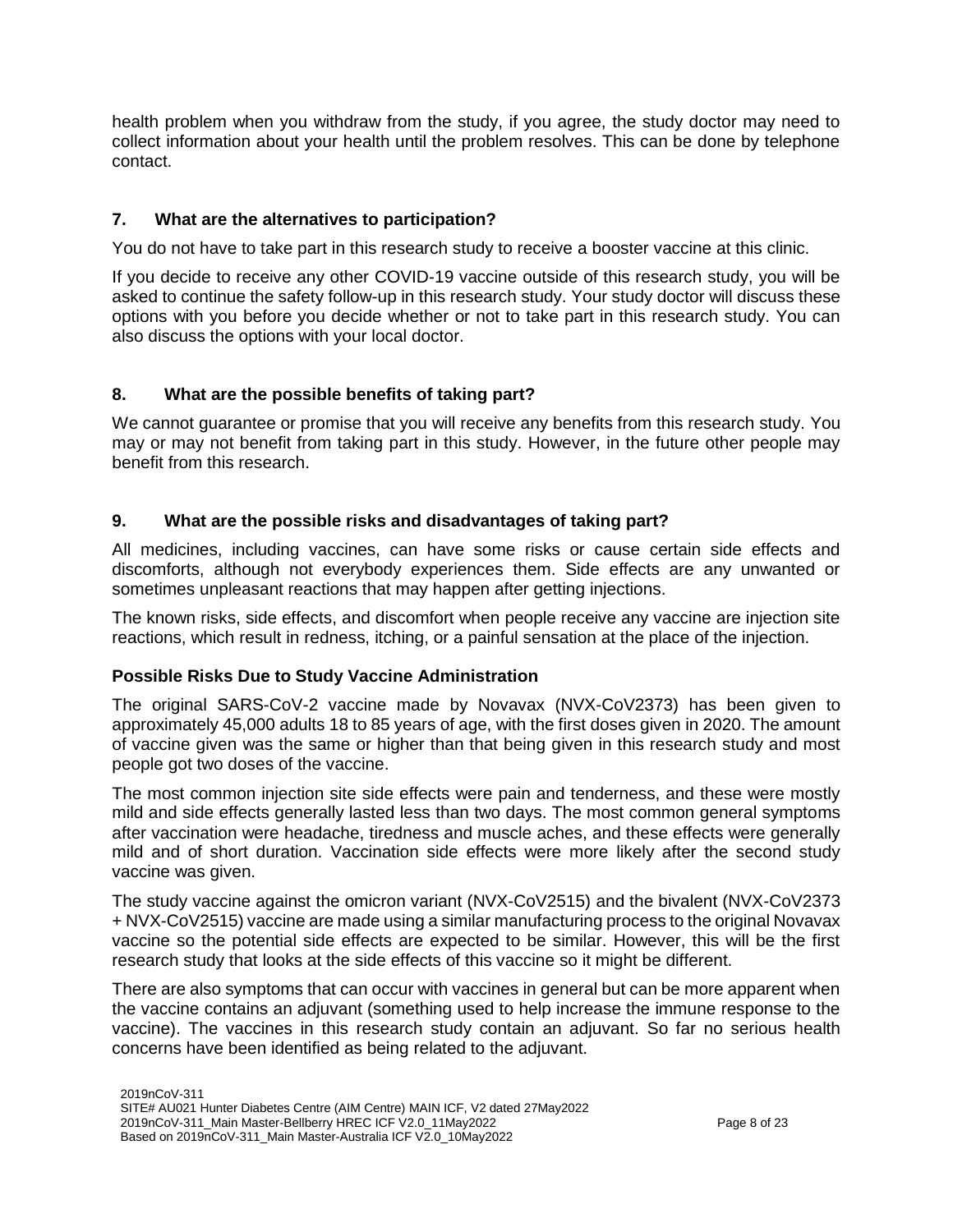health problem when you withdraw from the study, if you agree, the study doctor may need to collect information about your health until the problem resolves. This can be done by telephone contact.

## 7. What are the alternatives to participation?

You do not have to take part in this research study to receive a booster vaccine at this clinic.

If you decide to receive any other COVID-19 vaccine outside of this research study, you will be asked to continue the safety follow-up in this research study. Your study doctor will discuss these options with you before you decide whether or not to take part in this research study. You can also discuss the options with your local doctor.

## 8. What are the possible benefits of taking part?

We cannot guarantee or promise that you will receive any benefits from this research study. You may or may not benefit from taking part in this study. However, in the future other people may benefit from this research.

## 9. What are the possible risks and disadvantages of taking part?

All medicines, including vaccines, can have some risks or cause certain side effects and discomforts, although not everybody experiences them. Side effects are any unwanted or sometimes unpleasant reactions that may happen after getting injections.

The known risks, side effects, and discomfort when people receive any vaccine are injection site reactions, which result in redness, itching, or a painful sensation at the place of the injection.

### Possible Risks Due to Study Vaccine Administration

The original SARS-CoV-2 vaccine made by Novavax (NVX-CoV2373) has been given to approximately 45,000 adults 18 to 85 years of age, with the first doses given in 2020. The amount of vaccine given was the same or higher than that being given in this research study and most people got two doses of the vaccine.

The most common injection site side effects were pain and tenderness, and these were mostly mild and side effects generally lasted less than two days. The most common general symptoms after vaccination were headache, tiredness and muscle aches, and these effects were generally mild and of short duration. Vaccination side effects were more likely after the second study vaccine was given.

The study vaccine against the omicron variant (NVX-CoV2515) and the bivalent (NVX-CoV2373 + NVX-CoV2515) vaccine are made using a similar manufacturing process to the original Novavax vaccine so the potential side effects are expected to be similar. However, this will be the first research study that looks at the side effects of this vaccine so it might be different.

There are also symptoms that can occur with vaccines in general but can be more apparent when the vaccine contains an adjuvant (something used to help increase the immune response to the vaccine). The vaccines in this research study contain an adjuvant. So far no serious health concerns have been identified as being related to the adjuvant.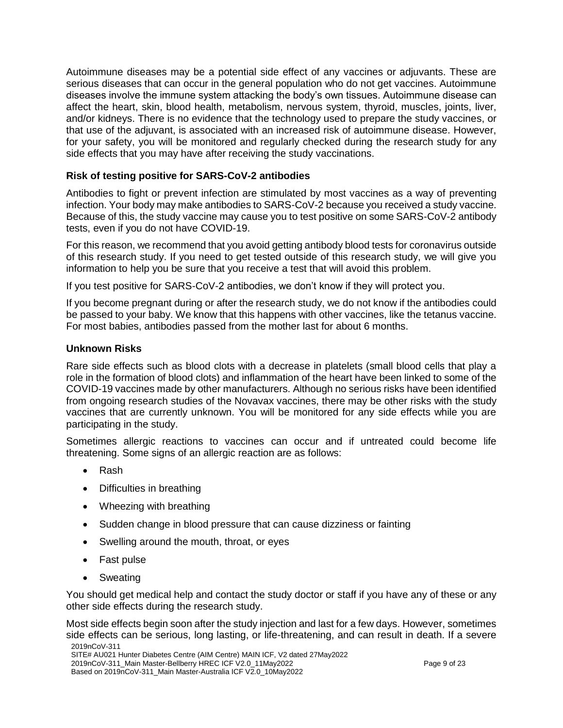Autoimmune diseases may be a potential side effect of any vaccines or adjuvants. These are serious diseases that can occur in the general population who do not get vaccines. Autoimmune diseases involve the immune system attacking the body's own tissues. Autoimmune disease can affect the heart, skin, blood health, metabolism, nervous system, thyroid, muscles, joints, liver, and/or kidneys. There is no evidence that the technology used to prepare the study vaccines, or that use of the adjuvant, is associated with an increased risk of autoimmune disease. However, for your safety, you will be monitored and regularly checked during the research study for any side effects that you may have after receiving the study vaccinations.

### Risk of testing positive for SARS-CoV-2 antibodies

Antibodies to fight or prevent infection are stimulated by most vaccines as a way of preventing infection. Your body may make antibodies to SARS-CoV-2 because you received a study vaccine. Because of this, the study vaccine may cause you to test positive on some SARS-CoV-2 antibody tests, even if you do not have COVID-19.

For this reason, we recommend that you avoid getting antibody blood tests for coronavirus outside of this research study. If you need to get tested outside of this research study, we will give you information to help you be sure that you receive a test that will avoid this problem.

If you test positive for SARS-CoV-2 antibodies, we don't know if they will protect you.

If you become pregnant during or after the research study, we do not know if the antibodies could be passed to your baby. We know that this happens with other vaccines, like the tetanus vaccine. For most babies, antibodies passed from the mother last for about 6 months.

### Unknown Risks

Rare side effects such as blood clots with a decrease in platelets (small blood cells that play a role in the formation of blood clots) and inflammation of the heart have been linked to some of the COVID-19 vaccines made by other manufacturers. Although no serious risks have been identified from ongoing research studies of the Novavax vaccines, there may be other risks with the study vaccines that are currently unknown. You will be monitored for any side effects while you are participating in the study.

Sometimes allergic reactions to vaccines can occur and if untreated could become life threatening. Some signs of an allergic reaction are as follows:

- Rash
- Difficulties in breathing
- Wheezing with breathing
- Sudden change in blood pressure that can cause dizziness or fainting
- Swelling around the mouth, throat, or eyes
- Fast pulse
- Sweating

You should get medical help and contact the study doctor or staff if you have any of these or any other side effects during the research study.

Most side effects begin soon after the study injection and last for a few days. However, sometimes side effects can be serious, long lasting, or life-threatening, and can result in death. If a severe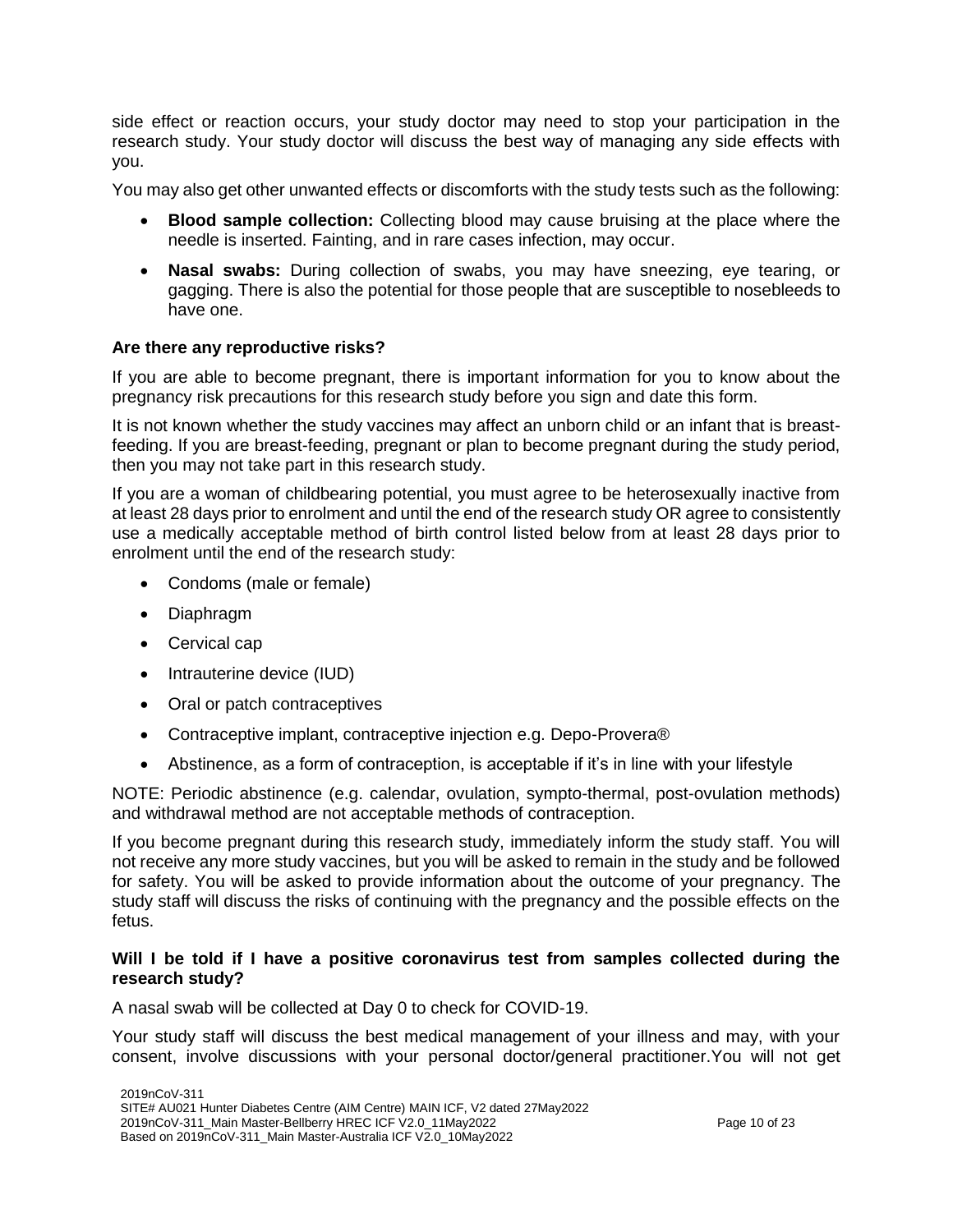side effect or reaction occurs, your study doctor may need to stop your participation in the research study. Your study doctor will discuss the best way of managing any side effects with you.

You may also get other unwanted effects or discomforts with the study tests such as the following:

- **Blood sample collection:** Collecting blood may cause bruising at the place where the needle is inserted. Fainting, and in rare cases infection, may occur.
- **Nasal swabs:** During collection of swabs, you may have sneezing, eye tearing, or gagging. There is also the potential for those people that are susceptible to nosebleeds to have one.

**Are there any reproductive risks?**

If you are able to become pregnant, there is important information for you to know about the pregnancy risk precautions for this research study before you sign and date this form.

It is not known whether the study vaccines may affect an unborn child or an infant that is breast-feeding. If you are breast-feeding, pregnant or plan to become pregnant during the study period, then you may not take part in this research study.

If you are a woman of childbearing potential, you must agree to be heterosexually inactive from at least 28 days prior to enrolment and until the end of the research study OR agree to consistently use a medically acceptable method of birth control listed below from at least 28 days prior to enrolment until the end of the research study:

- Condoms (male or female)
- Diaphragm
- Cervical cap
- Intrauterine device (IUD)
- Oral or patch contraceptives
- Contraceptive implant, contraceptive injection e.g. Depo-Provera®
- Abstinence, as a form of contraception, is acceptable if it's in line with your lifestyle

NOTE: Periodic abstinence (e.g. calendar, ovulation, sympto-thermal, post-ovulation methods) and withdrawal method are not acceptable methods of contraception.

If you become pregnant during this research study, immediately inform the study staff. You will not receive any more study vaccines, but you will be asked to remain in the study and be followed for safety. You will be asked to provide information about the outcome of your pregnancy. The study staff will discuss the risks of continuing with the pregnancy and the possible effects on the fetus.

**Will I be told if I have a positive coronavirus test from samples collected during the research study?**

A nasal swab will be collected at Day 0 to check for COVID-19.

Your study staff will discuss the best medical management of your illness and may, with your consent, involve discussions with your personal doctor/general practitioner.You will not get

2019nCoV-311
SITE# AU021 Hunter Diabetes Centre (AIM Centre) MAIN ICF, V2 dated 27May2022
2019nCoV-311_Main Master-Bellberry HREC ICF V2.0_11May2022
Based on 2019nCoV-311_Main Master-Australia ICF V2.0_10May2022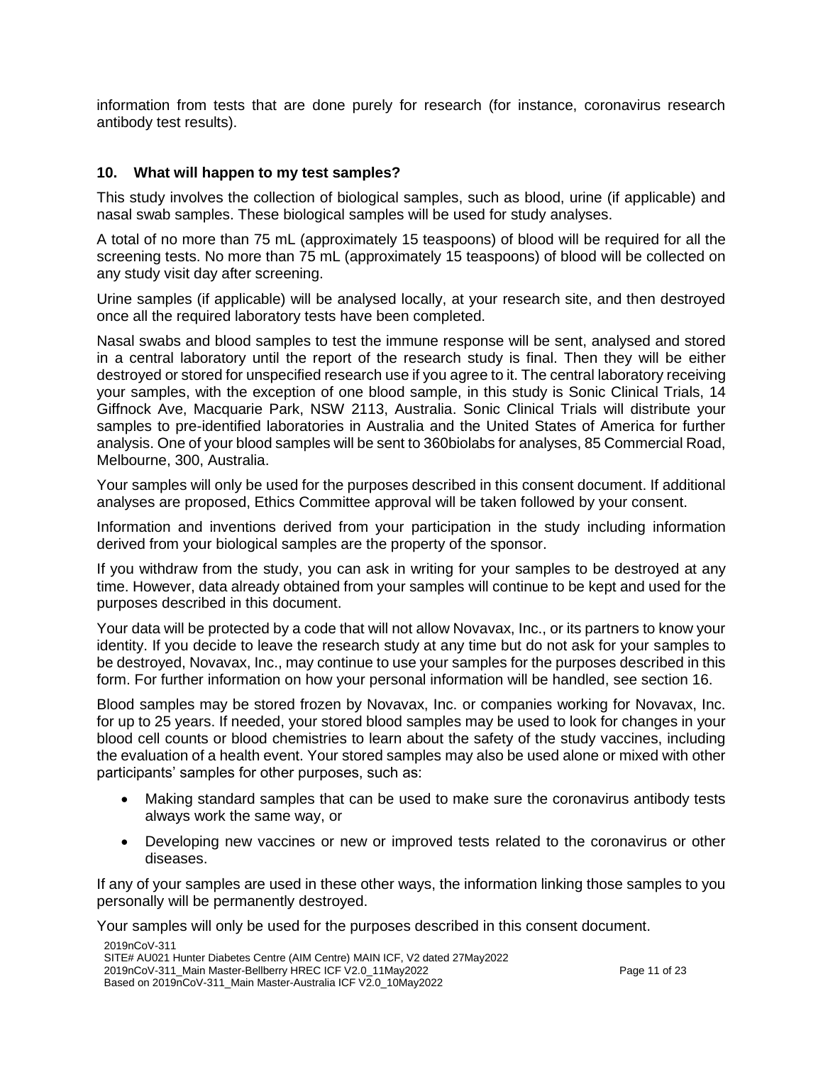information from tests that are done purely for research (for instance, coronavirus research antibody test results).

### 10. What will happen to my test samples?

This study involves the collection of biological samples, such as blood, urine (if applicable) and nasal swab samples. These biological samples will be used for study analyses.

A total of no more than 75 mL (approximately 15 teaspoons) of blood will be required for all the screening tests. No more than 75 mL (approximately 15 teaspoons) of blood will be collected on any study visit day after screening.

Urine samples (if applicable) will be analysed locally, at your research site, and then destroyed once all the required laboratory tests have been completed.

Nasal swabs and blood samples to test the immune response will be sent, analysed and stored in a central laboratory until the report of the research study is final. Then they will be either destroyed or stored for unspecified research use if you agree to it. The central laboratory receiving your samples, with the exception of one blood sample, in this study is Sonic Clinical Trials, 14 Giffnock Ave, Macquarie Park, NSW 2113, Australia. Sonic Clinical Trials will distribute your samples to pre-identified laboratories in Australia and the United States of America for further analysis. One of your blood samples will be sent to 360biolabs for analyses, 85 Commercial Road, Melbourne, 300, Australia.

Your samples will only be used for the purposes described in this consent document. If additional analyses are proposed, Ethics Committee approval will be taken followed by your consent.

Information and inventions derived from your participation in the study including information derived from your biological samples are the property of the sponsor.

If you withdraw from the study, you can ask in writing for your samples to be destroyed at any time. However, data already obtained from your samples will continue to be kept and used for the purposes described in this document.

Your data will be protected by a code that will not allow Novavax, Inc., or its partners to know your identity. If you decide to leave the research study at any time but do not ask for your samples to be destroyed, Novavax, Inc., may continue to use your samples for the purposes described in this form. For further information on how your personal information will be handled, see section 16.

Blood samples may be stored frozen by Novavax, Inc. or companies working for Novavax, Inc. for up to 25 years. If needed, your stored blood samples may be used to look for changes in your blood cell counts or blood chemistries to learn about the safety of the study vaccines, including the evaluation of a health event. Your stored samples may also be used alone or mixed with other participants' samples for other purposes, such as:

- Making standard samples that can be used to make sure the coronavirus antibody tests always work the same way, or
- Developing new vaccines or new or improved tests related to the coronavirus or other diseases.

If any of your samples are used in these other ways, the information linking those samples to you personally will be permanently destroyed.

Your samples will only be used for the purposes described in this consent document.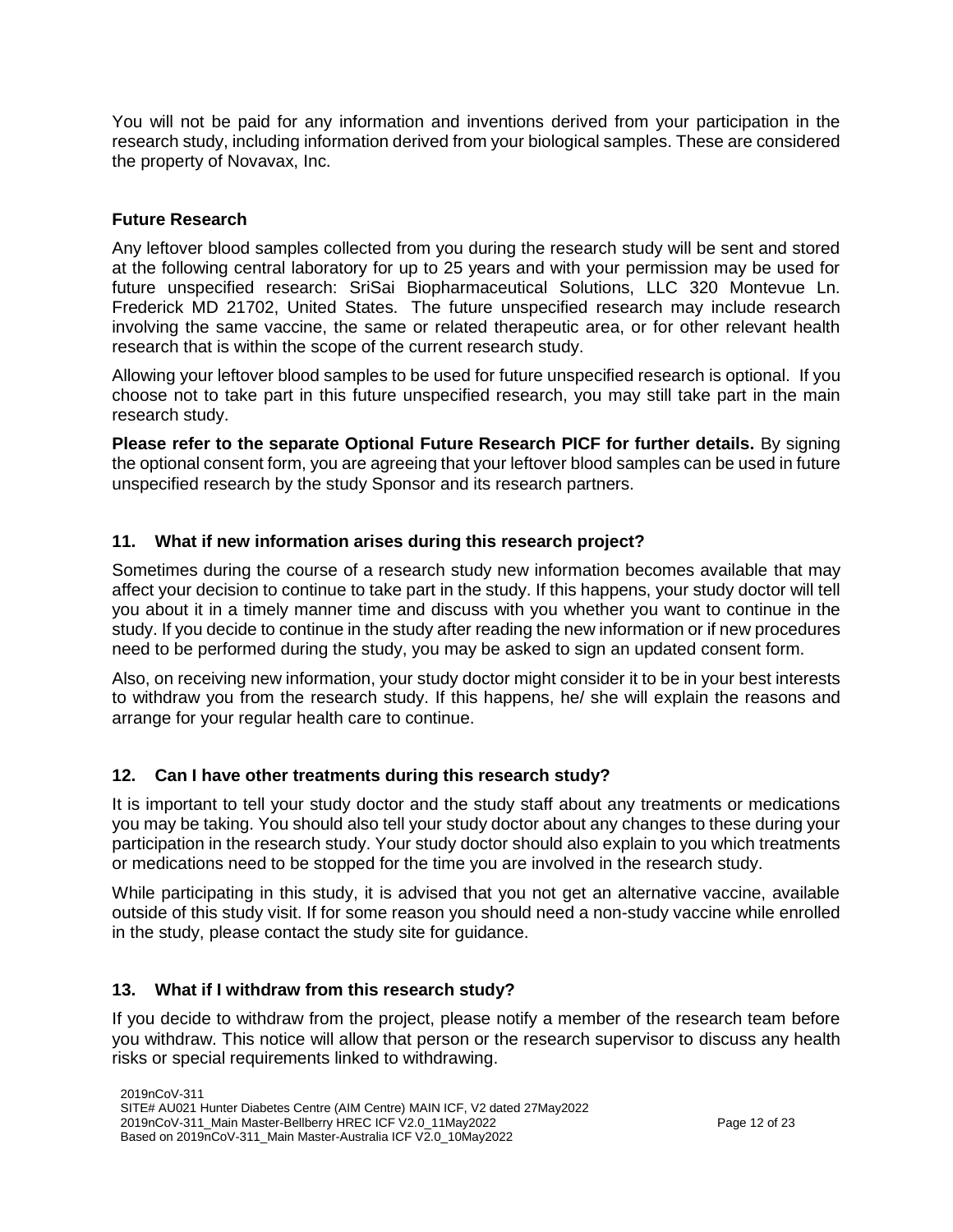You will not be paid for any information and inventions derived from your participation in the research study, including information derived from your biological samples. These are considered the property of Novavax, Inc.

### Future Research

Any leftover blood samples collected from you during the research study will be sent and stored at the following central laboratory for up to 25 years and with your permission may be used for future unspecified research: SriSai Biopharmaceutical Solutions, LLC 320 Montevue Ln. Frederick MD 21702, United States. The future unspecified research may include research involving the same vaccine, the same or related therapeutic area, or for other relevant health research that is within the scope of the current research study.

Allowing your leftover blood samples to be used for future unspecified research is optional. If you choose not to take part in this future unspecified research, you may still take part in the main research study.

**Please refer to the separate Optional Future Research PICF for further details.** By signing the optional consent form, you are agreeing that your leftover blood samples can be used in future unspecified research by the study Sponsor and its research partners.

## 11. What if new information arises during this research project?

Sometimes during the course of a research study new information becomes available that may affect your decision to continue to take part in the study. If this happens, your study doctor will tell you about it in a timely manner time and discuss with you whether you want to continue in the study. If you decide to continue in the study after reading the new information or if new procedures need to be performed during the study, you may be asked to sign an updated consent form.

Also, on receiving new information, your study doctor might consider it to be in your best interests to withdraw you from the research study. If this happens, he/ she will explain the reasons and arrange for your regular health care to continue.

## 12. Can I have other treatments during this research study?

It is important to tell your study doctor and the study staff about any treatments or medications you may be taking. You should also tell your study doctor about any changes to these during your participation in the research study. Your study doctor should also explain to you which treatments or medications need to be stopped for the time you are involved in the research study.

While participating in this study, it is advised that you not get an alternative vaccine, available outside of this study visit. If for some reason you should need a non-study vaccine while enrolled in the study, please contact the study site for guidance.

## 13. What if I withdraw from this research study?

If you decide to withdraw from the project, please notify a member of the research team before you withdraw. This notice will allow that person or the research supervisor to discuss any health risks or special requirements linked to withdrawing.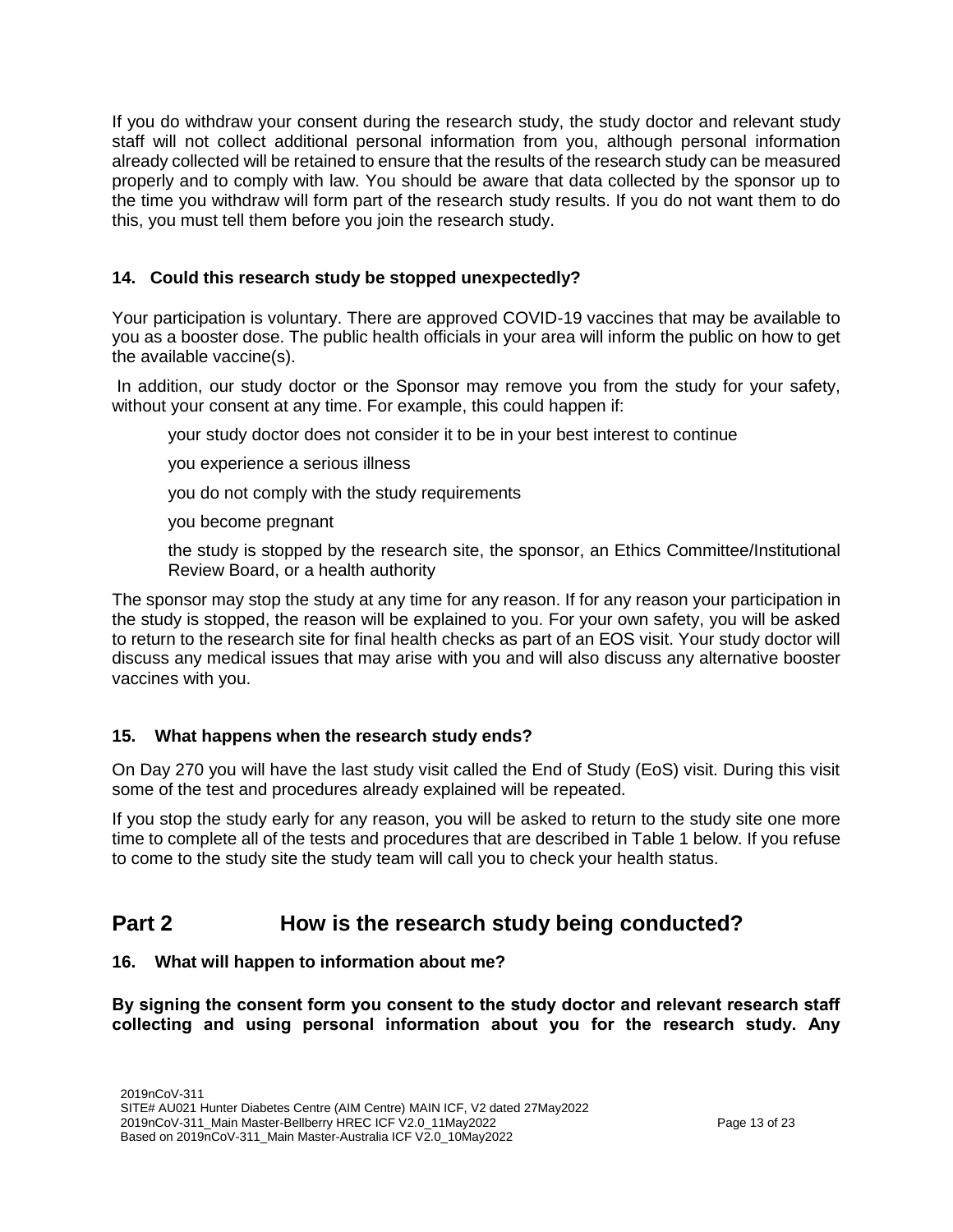If you do withdraw your consent during the research study, the study doctor and relevant study staff will not collect additional personal information from you, although personal information already collected will be retained to ensure that the results of the research study can be measured properly and to comply with law. You should be aware that data collected by the sponsor up to the time you withdraw will form part of the research study results. If you do not want them to do this, you must tell them before you join the research study.

### 14. Could this research study be stopped unexpectedly?

Your participation is voluntary. There are approved COVID-19 vaccines that may be available to you as a booster dose. The public health officials in your area will inform the public on how to get the available vaccine(s).

In addition, our study doctor or the Sponsor may remove you from the study for your safety, without your consent at any time. For example, this could happen if:

- your study doctor does not consider it to be in your best interest to continue
- you experience a serious illness
- you do not comply with the study requirements
- you become pregnant
- the study is stopped by the research site, the sponsor, an Ethics Committee/Institutional Review Board, or a health authority

The sponsor may stop the study at any time for any reason. If for any reason your participation in the study is stopped, the reason will be explained to you. For your own safety, you will be asked to return to the research site for final health checks as part of an EOS visit. Your study doctor will discuss any medical issues that may arise with you and will also discuss any alternative booster vaccines with you.

### 15. What happens when the research study ends?

On Day 270 you will have the last study visit called the End of Study (EoS) visit. During this visit some of the test and procedures already explained will be repeated.

If you stop the study early for any reason, you will be asked to return to the study site one more time to complete all of the tests and procedures that are described in Table 1 below. If you refuse to come to the study site the study team will call you to check your health status.

## Part 2 How is the research study being conducted?

### 16. What will happen to information about me?

**By signing the consent form you consent to the study doctor and relevant research staff collecting and using personal information about you for the research study. Any**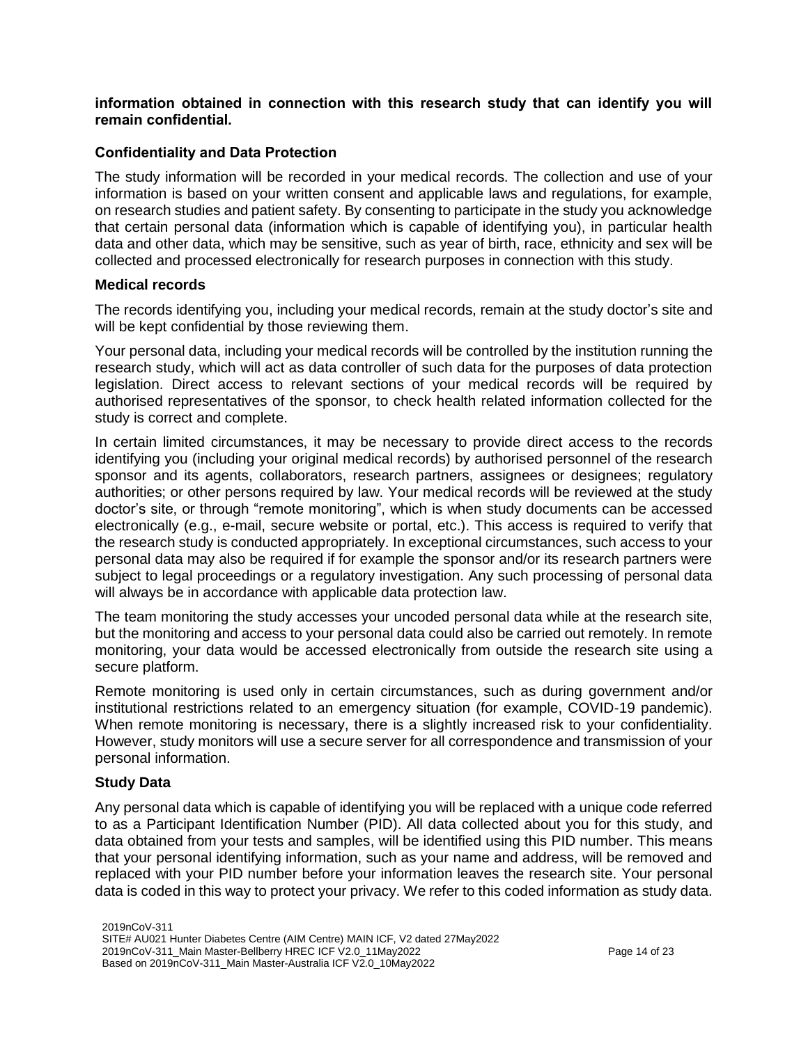**information obtained in connection with this research study that can identify you will remain confidential.**

## Confidentiality and Data Protection

The study information will be recorded in your medical records. The collection and use of your information is based on your written consent and applicable laws and regulations, for example, on research studies and patient safety. By consenting to participate in the study you acknowledge that certain personal data (information which is capable of identifying you), in particular health data and other data, which may be sensitive, such as year of birth, race, ethnicity and sex will be collected and processed electronically for research purposes in connection with this study.

### Medical records

The records identifying you, including your medical records, remain at the study doctor's site and will be kept confidential by those reviewing them.

Your personal data, including your medical records will be controlled by the institution running the research study, which will act as data controller of such data for the purposes of data protection legislation. Direct access to relevant sections of your medical records will be required by authorised representatives of the sponsor, to check health related information collected for the study is correct and complete.

In certain limited circumstances, it may be necessary to provide direct access to the records identifying you (including your original medical records) by authorised personnel of the research sponsor and its agents, collaborators, research partners, assignees or designees; regulatory authorities; or other persons required by law. Your medical records will be reviewed at the study doctor's site, or through "remote monitoring", which is when study documents can be accessed electronically (e.g., e-mail, secure website or portal, etc.). This access is required to verify that the research study is conducted appropriately. In exceptional circumstances, such access to your personal data may also be required if for example the sponsor and/or its research partners were subject to legal proceedings or a regulatory investigation. Any such processing of personal data will always be in accordance with applicable data protection law.

The team monitoring the study accesses your uncoded personal data while at the research site, but the monitoring and access to your personal data could also be carried out remotely. In remote monitoring, your data would be accessed electronically from outside the research site using a secure platform.

Remote monitoring is used only in certain circumstances, such as during government and/or institutional restrictions related to an emergency situation (for example, COVID-19 pandemic). When remote monitoring is necessary, there is a slightly increased risk to your confidentiality. However, study monitors will use a secure server for all correspondence and transmission of your personal information.

### Study Data

Any personal data which is capable of identifying you will be replaced with a unique code referred to as a Participant Identification Number (PID). All data collected about you for this study, and data obtained from your tests and samples, will be identified using this PID number. This means that your personal identifying information, such as your name and address, will be removed and replaced with your PID number before your information leaves the research site. Your personal data is coded in this way to protect your privacy. We refer to this coded information as study data.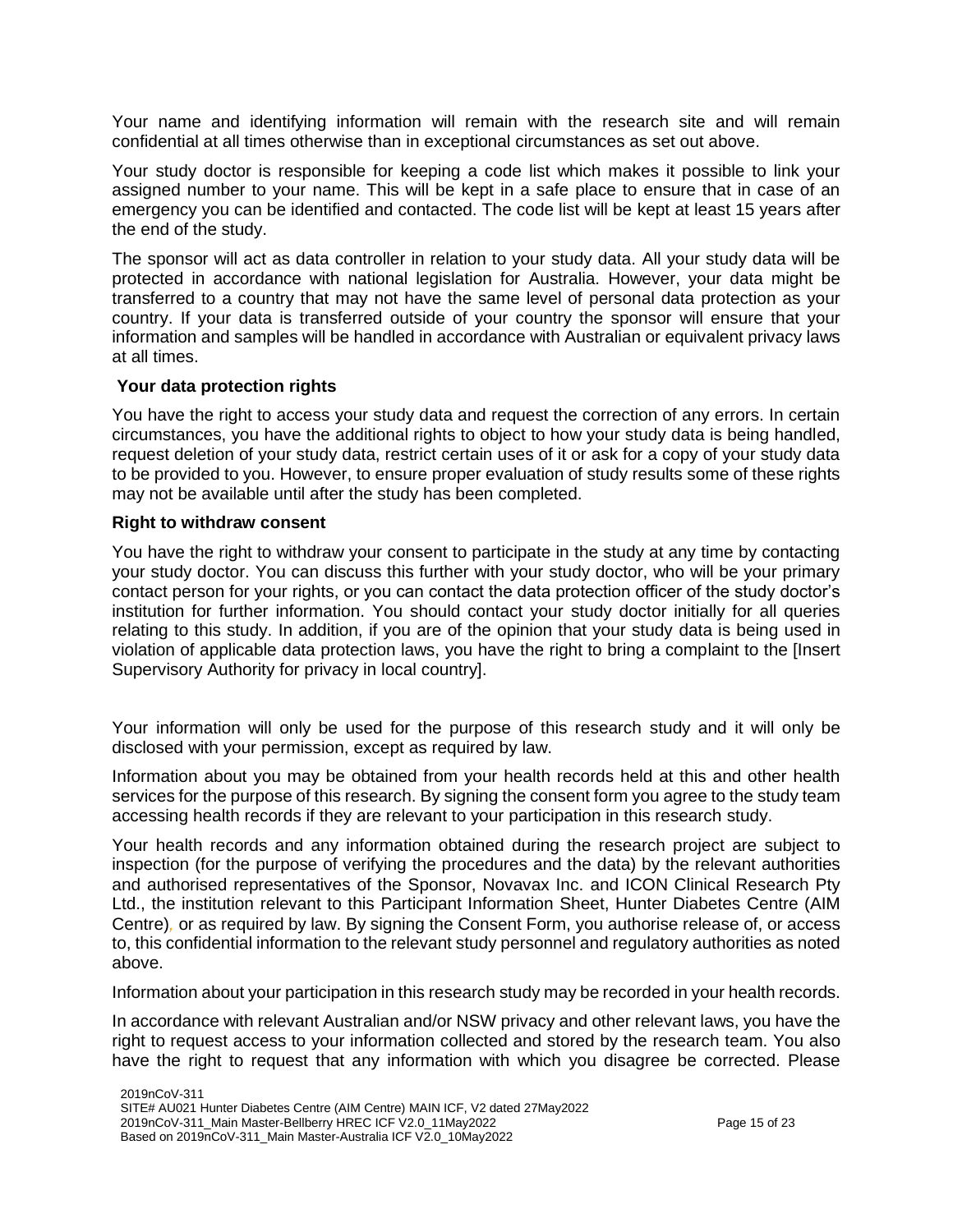Your name and identifying information will remain with the research site and will remain confidential at all times otherwise than in exceptional circumstances as set out above.

Your study doctor is responsible for keeping a code list which makes it possible to link your assigned number to your name. This will be kept in a safe place to ensure that in case of an emergency you can be identified and contacted. The code list will be kept at least 15 years after the end of the study.

The sponsor will act as data controller in relation to your study data. All your study data will be protected in accordance with national legislation for Australia. However, your data might be transferred to a country that may not have the same level of personal data protection as your country. If your data is transferred outside of your country the sponsor will ensure that your information and samples will be handled in accordance with Australian or equivalent privacy laws at all times.

**Your data protection rights**

You have the right to access your study data and request the correction of any errors. In certain circumstances, you have the additional rights to object to how your study data is being handled, request deletion of your study data, restrict certain uses of it or ask for a copy of your study data to be provided to you. However, to ensure proper evaluation of study results some of these rights may not be available until after the study has been completed.

**Right to withdraw consent**

You have the right to withdraw your consent to participate in the study at any time by contacting your study doctor. You can discuss this further with your study doctor, who will be your primary contact person for your rights, or you can contact the data protection officer of the study doctor's institution for further information. You should contact your study doctor initially for all queries relating to this study. In addition, if you are of the opinion that your study data is being used in violation of applicable data protection laws, you have the right to bring a complaint to the [Insert Supervisory Authority for privacy in local country].

Your information will only be used for the purpose of this research study and it will only be disclosed with your permission, except as required by law.

Information about you may be obtained from your health records held at this and other health services for the purpose of this research. By signing the consent form you agree to the study team accessing health records if they are relevant to your participation in this research study.

Your health records and any information obtained during the research project are subject to inspection (for the purpose of verifying the procedures and the data) by the relevant authorities and authorised representatives of the Sponsor, Novavax Inc. and ICON Clinical Research Pty Ltd., the institution relevant to this Participant Information Sheet, Hunter Diabetes Centre (AIM Centre), or as required by law. By signing the Consent Form, you authorise release of, or access to, this confidential information to the relevant study personnel and regulatory authorities as noted above.

Information about your participation in this research study may be recorded in your health records.

In accordance with relevant Australian and/or NSW privacy and other relevant laws, you have the right to request access to your information collected and stored by the research team. You also have the right to request that any information with which you disagree be corrected. Please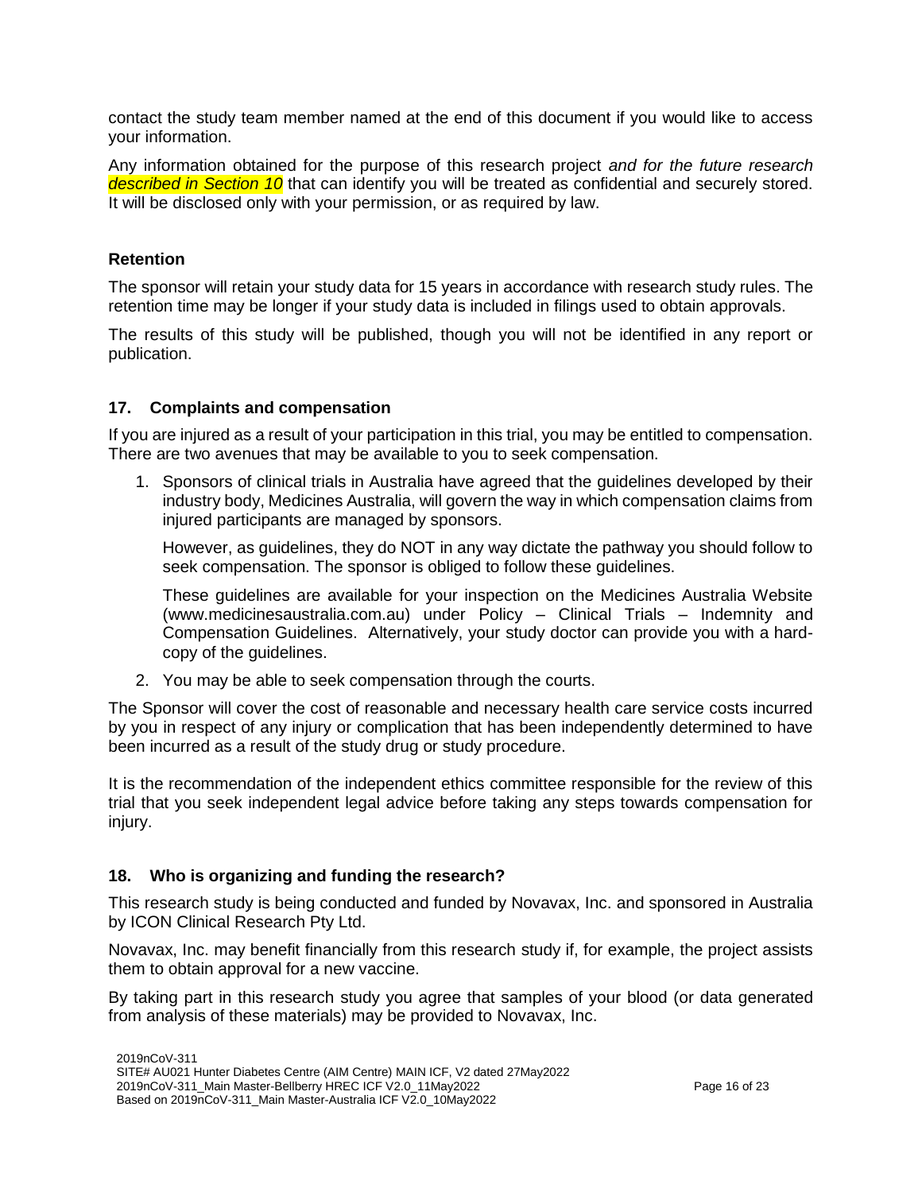contact the study team member named at the end of this document if you would like to access your information.

Any information obtained for the purpose of this research project *and for the future research described in Section 10* that can identify you will be treated as confidential and securely stored. It will be disclosed only with your permission, or as required by law.

### Retention

The sponsor will retain your study data for 15 years in accordance with research study rules. The retention time may be longer if your study data is included in filings used to obtain approvals.

The results of this study will be published, though you will not be identified in any report or publication.

## 17. Complaints and compensation

If you are injured as a result of your participation in this trial, you may be entitled to compensation. There are two avenues that may be available to you to seek compensation.

1. Sponsors of clinical trials in Australia have agreed that the guidelines developed by their industry body, Medicines Australia, will govern the way in which compensation claims from injured participants are managed by sponsors.

   However, as guidelines, they do NOT in any way dictate the pathway you should follow to seek compensation. The sponsor is obliged to follow these guidelines.

   These guidelines are available for your inspection on the Medicines Australia Website (www.medicinesaustralia.com.au) under Policy – Clinical Trials – Indemnity and Compensation Guidelines. Alternatively, your study doctor can provide you with a hard-copy of the guidelines.

2. You may be able to seek compensation through the courts.

The Sponsor will cover the cost of reasonable and necessary health care service costs incurred by you in respect of any injury or complication that has been independently determined to have been incurred as a result of the study drug or study procedure.

It is the recommendation of the independent ethics committee responsible for the review of this trial that you seek independent legal advice before taking any steps towards compensation for injury.

## 18. Who is organizing and funding the research?

This research study is being conducted and funded by Novavax, Inc. and sponsored in Australia by ICON Clinical Research Pty Ltd.

Novavax, Inc. may benefit financially from this research study if, for example, the project assists them to obtain approval for a new vaccine.

By taking part in this research study you agree that samples of your blood (or data generated from analysis of these materials) may be provided to Novavax, Inc.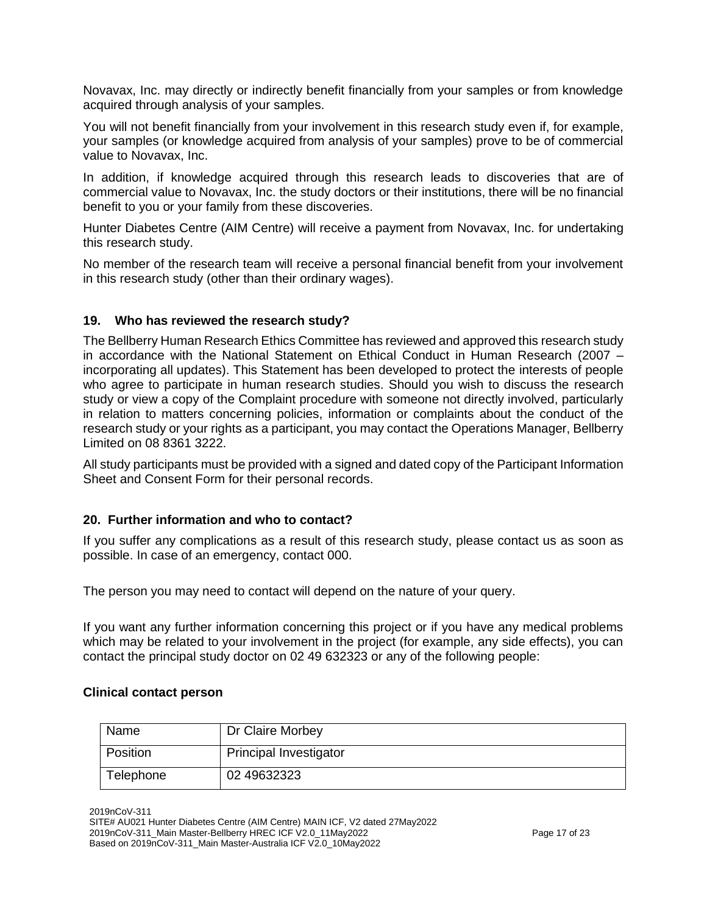Novavax, Inc. may directly or indirectly benefit financially from your samples or from knowledge acquired through analysis of your samples.

You will not benefit financially from your involvement in this research study even if, for example, your samples (or knowledge acquired from analysis of your samples) prove to be of commercial value to Novavax, Inc.

In addition, if knowledge acquired through this research leads to discoveries that are of commercial value to Novavax, Inc. the study doctors or their institutions, there will be no financial benefit to you or your family from these discoveries.

Hunter Diabetes Centre (AIM Centre) will receive a payment from Novavax, Inc. for undertaking this research study.

No member of the research team will receive a personal financial benefit from your involvement in this research study (other than their ordinary wages).

### 19. Who has reviewed the research study?

The Bellberry Human Research Ethics Committee has reviewed and approved this research study in accordance with the National Statement on Ethical Conduct in Human Research (2007 – incorporating all updates). This Statement has been developed to protect the interests of people who agree to participate in human research studies. Should you wish to discuss the research study or view a copy of the Complaint procedure with someone not directly involved, particularly in relation to matters concerning policies, information or complaints about the conduct of the research study or your rights as a participant, you may contact the Operations Manager, Bellberry Limited on 08 8361 3222.

All study participants must be provided with a signed and dated copy of the Participant Information Sheet and Consent Form for their personal records.

### 20. Further information and who to contact?

If you suffer any complications as a result of this research study, please contact us as soon as possible. In case of an emergency, contact 000.

The person you may need to contact will depend on the nature of your query.

If you want any further information concerning this project or if you have any medical problems which may be related to your involvement in the project (for example, any side effects), you can contact the principal study doctor on 02 49 632323 or any of the following people:

**Clinical contact person**

| Name | Dr Claire Morbey |
| --- | --- |
| Position | Principal Investigator |
| Telephone | 02 49632323 |

2019nCoV-311
SITE# AU021 Hunter Diabetes Centre (AIM Centre) MAIN ICF, V2 dated 27May2022
2019nCoV-311_Main Master-Bellberry HREC ICF V2.0_11May2022
Based on 2019nCoV-311_Main Master-Australia ICF V2.0_10May2022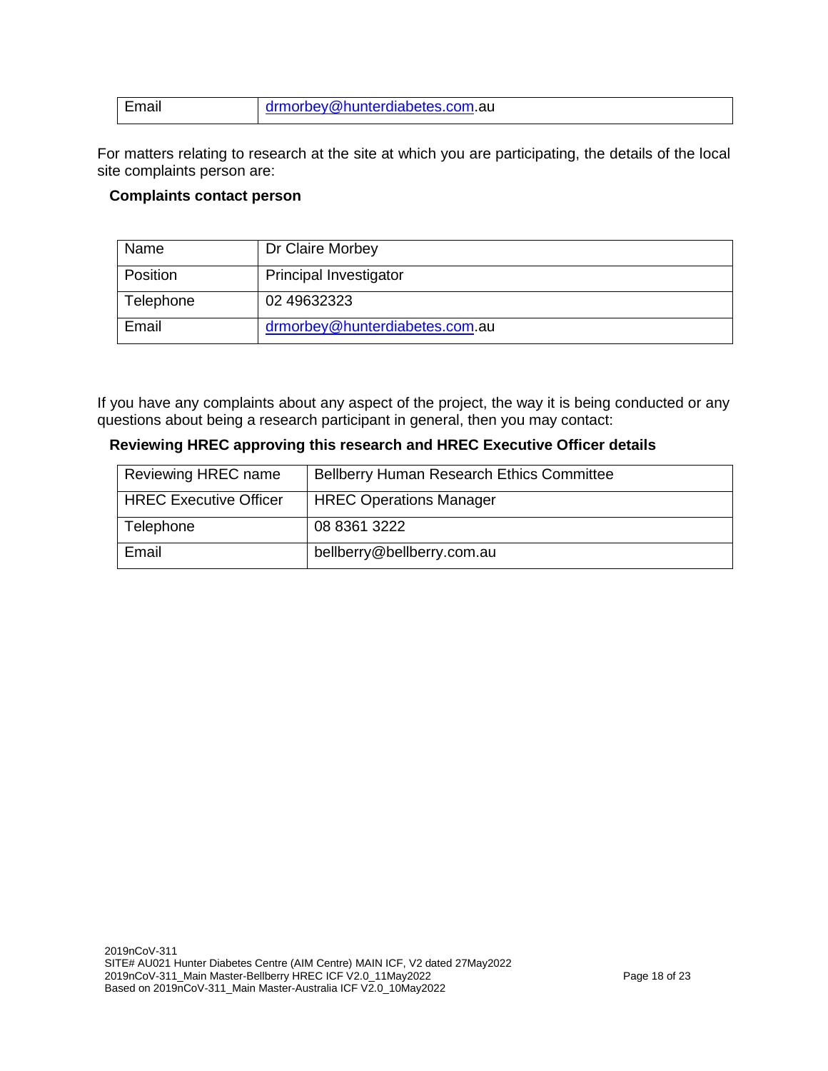| Email | drmorbey@hunterdiabetes.com.au |
|---|---|

For matters relating to research at the site at which you are participating, the details of the local site complaints person are:

**Complaints contact person**

| Name | Dr Claire Morbey |
|---|---|
| Position | Principal Investigator |
| Telephone | 02 49632323 |
| Email | drmorbey@hunterdiabetes.com.au |

If you have any complaints about any aspect of the project, the way it is being conducted or any questions about being a research participant in general, then you may contact:

**Reviewing HREC approving this research and HREC Executive Officer details**

| Reviewing HREC name | Bellberry Human Research Ethics Committee |
|---|---|
| HREC Executive Officer | HREC Operations Manager |
| Telephone | 08 8361 3222 |
| Email | bellberry@bellberry.com.au |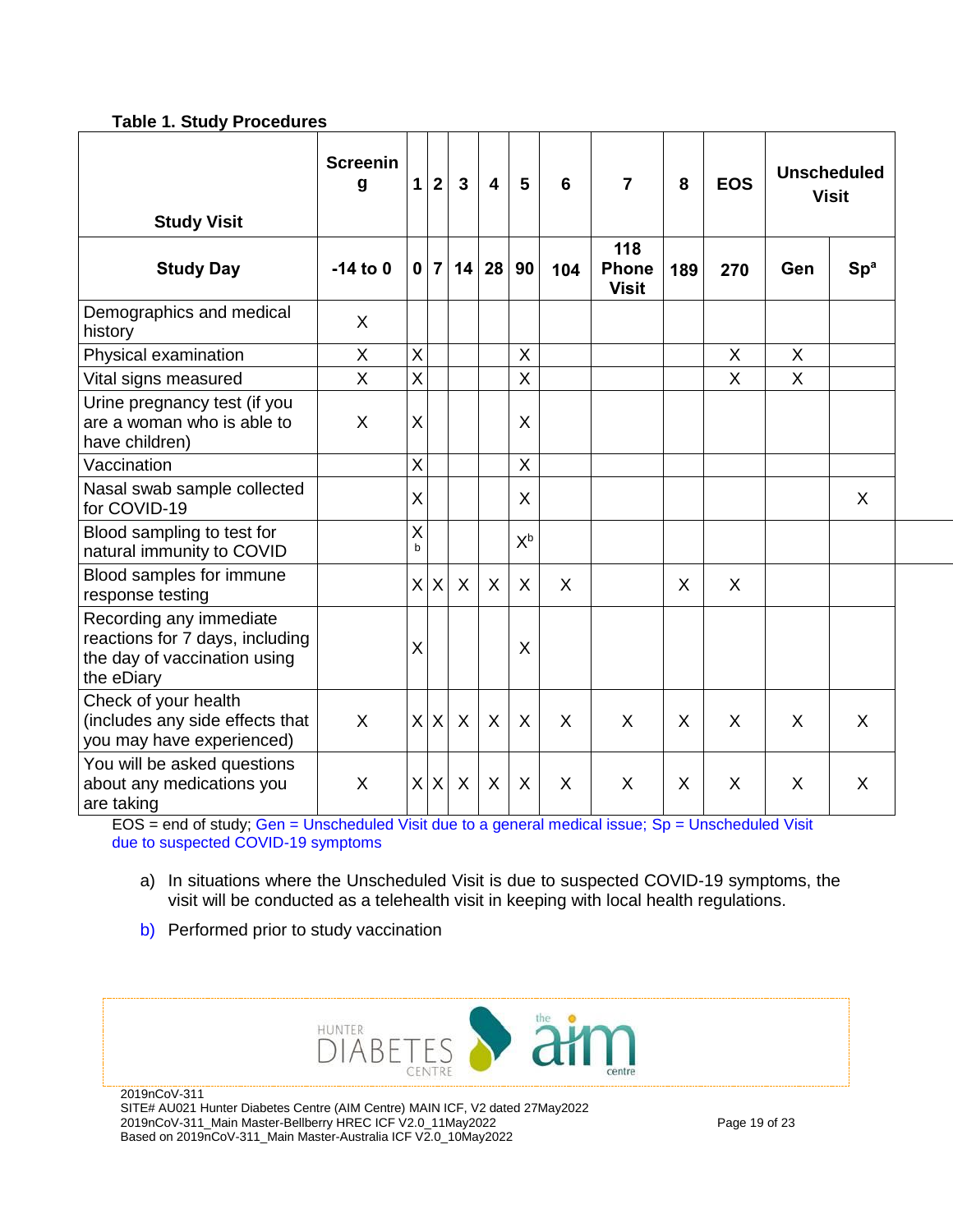**Table 1. Study Procedures**

| Study Visit | Screening | 1 | 2 | 3 | 4 | 5 | 6 | 7 | 8 | EOS | Unscheduled Visit | |
|---|---|---|---|---|---|---|---|---|---|---|---|---|
| **Study Day** | **-14 to 0** | **0** | **7** | **14** | **28** | **90** | **104** | **118 Phone Visit** | **189** | **270** | **Gen** | **Sp[a]** |
| Demographics and medical history | X | | | | | | | | | | | |
| Physical examination | X | X | | | | X | | | | X | X | |
| Vital signs measured | X | X | | | | X | | | | X | X | |
| Urine pregnancy test (if you are a woman who is able to have children) | X | X | | | | X | | | | | | |
| Vaccination | | X | | | | X | | | | | | |
| Nasal swab sample collected for COVID-19 | | X | | | | X | | | | | | X |
| Blood sampling to test for natural immunity to COVID | | X[b] | | | | X[b] | | | | | | |
| Blood samples for immune response testing | | X | X | X | X | X | X | | X | X | | |
| Recording any immediate reactions for 7 days, including the day of vaccination using the eDiary | | X | | | | X | | | | | | |
| Check of your health (includes any side effects that you may have experienced) | X | X | X | X | X | X | X | X | X | X | X | X |
| You will be asked questions about any medications you are taking | X | X | X | X | X | X | X | X | X | X | X | X |

EOS = end of study; Gen = Unscheduled Visit due to a general medical issue; Sp = Unscheduled Visit due to suspected COVID-19 symptoms

a) In situations where the Unscheduled Visit is due to suspected COVID-19 symptoms, the visit will be conducted as a telehealth visit in keeping with local health regulations.

b) Performed prior to study vaccination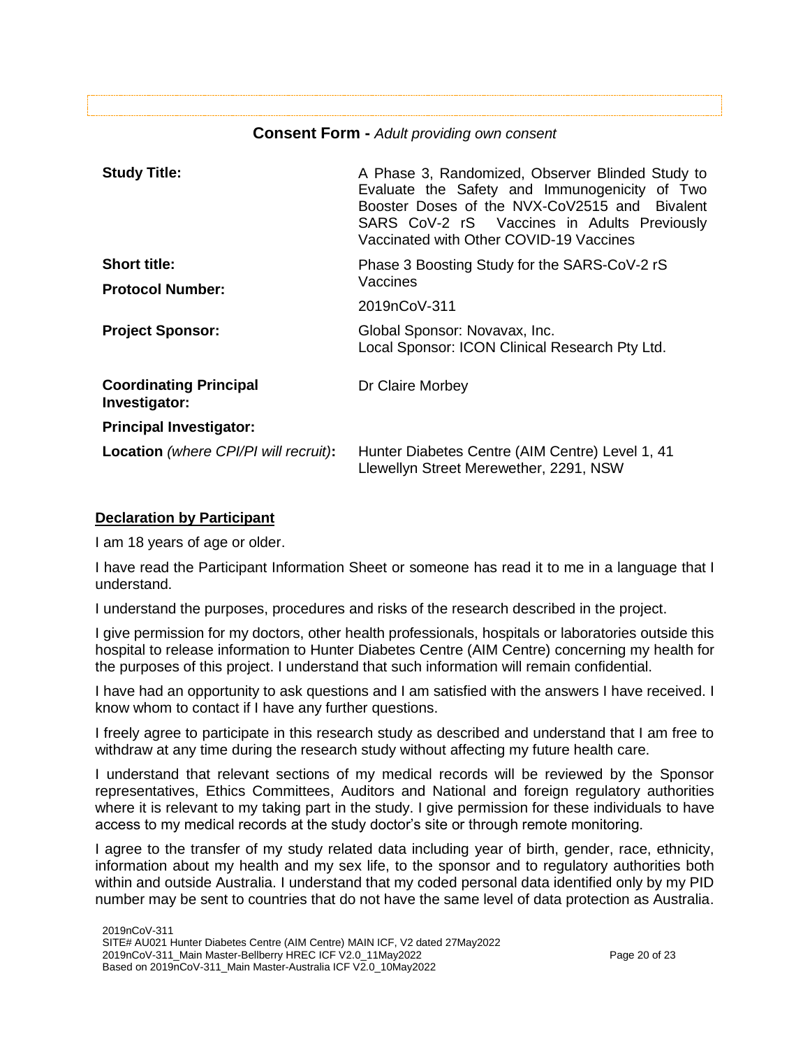## Consent Form - *Adult providing own consent*

| | |
|---|---|
| **Study Title:** | A Phase 3, Randomized, Observer Blinded Study to Evaluate the Safety and Immunogenicity of Two Booster Doses of the NVX-CoV2515 and Bivalent SARS CoV-2 rS Vaccines in Adults Previously Vaccinated with Other COVID-19 Vaccines |
| **Short title:** | Phase 3 Boosting Study for the SARS-CoV-2 rS Vaccines |
| **Protocol Number:** | 2019nCoV-311 |
| **Project Sponsor:** | Global Sponsor: Novavax, Inc.<br>Local Sponsor: ICON Clinical Research Pty Ltd. |
| **Coordinating Principal Investigator:** | Dr Claire Morbey |
| **Principal Investigator:** | |
| **Location** *(where CPI/PI will recruit)***:** | Hunter Diabetes Centre (AIM Centre) Level 1, 41 Llewellyn Street Merewether, 2291, NSW |

**Declaration by Participant**

I am 18 years of age or older.

I have read the Participant Information Sheet or someone has read it to me in a language that I understand.

I understand the purposes, procedures and risks of the research described in the project.

I give permission for my doctors, other health professionals, hospitals or laboratories outside this hospital to release information to Hunter Diabetes Centre (AIM Centre) concerning my health for the purposes of this project. I understand that such information will remain confidential.

I have had an opportunity to ask questions and I am satisfied with the answers I have received. I know whom to contact if I have any further questions.

I freely agree to participate in this research study as described and understand that I am free to withdraw at any time during the research study without affecting my future health care.

I understand that relevant sections of my medical records will be reviewed by the Sponsor representatives, Ethics Committees, Auditors and National and foreign regulatory authorities where it is relevant to my taking part in the study. I give permission for these individuals to have access to my medical records at the study doctor's site or through remote monitoring.

I agree to the transfer of my study related data including year of birth, gender, race, ethnicity, information about my health and my sex life, to the sponsor and to regulatory authorities both within and outside Australia. I understand that my coded personal data identified only by my PID number may be sent to countries that do not have the same level of data protection as Australia.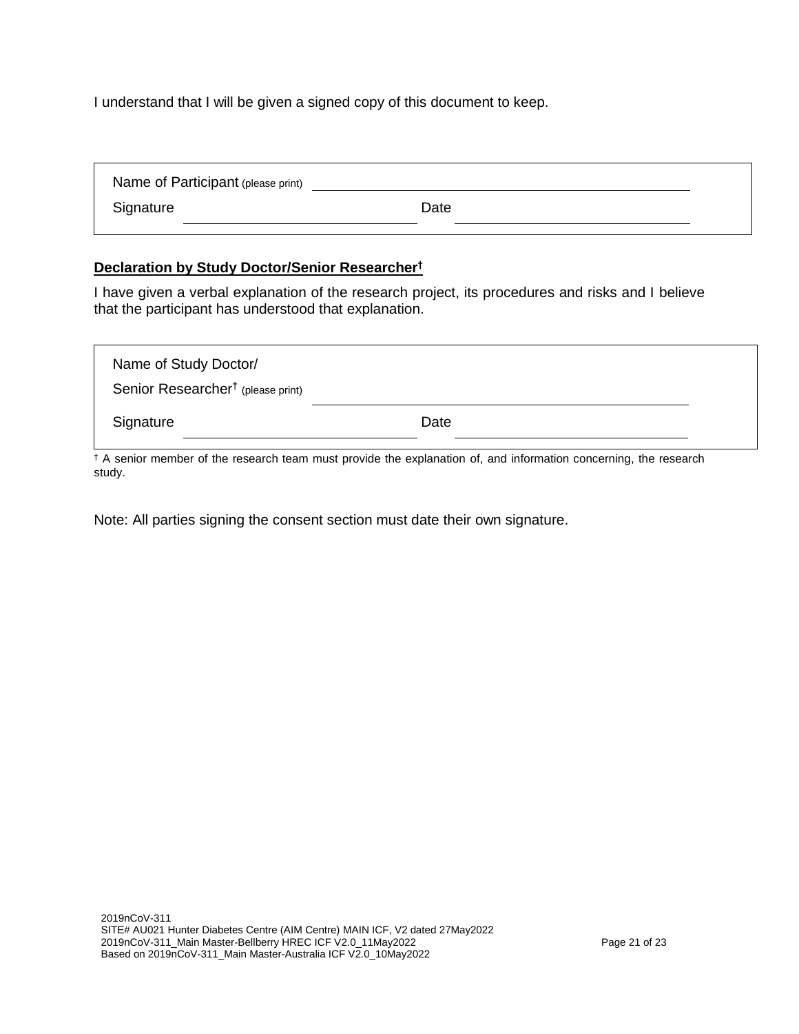I understand that I will be given a signed copy of this document to keep.

| Name of Participant (please print) | ______________________________ | | |
|---|---|---|---|
| Signature | ______________________ | Date | ______________________ |

**Declaration by Study Doctor/Senior Researcher†**

I have given a verbal explanation of the research project, its procedures and risks and I believe that the participant has understood that explanation.

| Name of Study Doctor/ Senior Researcher† (please print) | ______________________________ | | |
|---|---|---|---|
| Signature | ______________________ | Date | ______________________ |

† A senior member of the research team must provide the explanation of, and information concerning, the research study.

Note: All parties signing the consent section must date their own signature.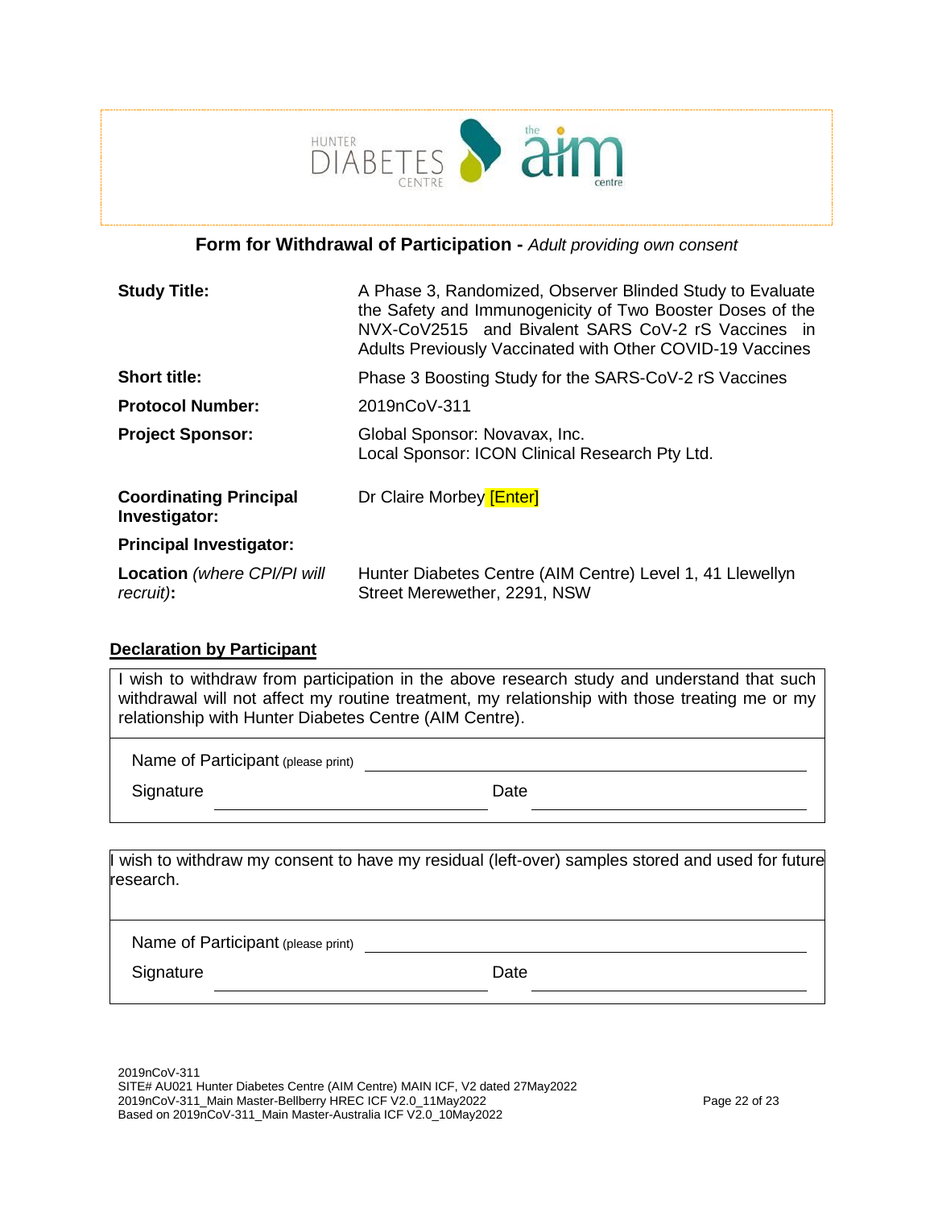## Form for Withdrawal of Participation - *Adult providing own consent*

| | |
|---|---|
| **Study Title:** | A Phase 3, Randomized, Observer Blinded Study to Evaluate the Safety and Immunogenicity of Two Booster Doses of the NVX-CoV2515 and Bivalent SARS CoV-2 rS Vaccines in Adults Previously Vaccinated with Other COVID-19 Vaccines |
| **Short title:** | Phase 3 Boosting Study for the SARS-CoV-2 rS Vaccines |
| **Protocol Number:** | 2019nCoV-311 |
| **Project Sponsor:** | Global Sponsor: Novavax, Inc.<br>Local Sponsor: ICON Clinical Research Pty Ltd. |
| **Coordinating Principal Investigator:** | Dr Claire Morbey [Enter] |
| **Principal Investigator:** | |
| **Location** *(where CPI/PI will recruit)***:** | Hunter Diabetes Centre (AIM Centre) Level 1, 41 Llewellyn Street Merewether, 2291, NSW |

### Declaration by Participant

I wish to withdraw from participation in the above research study and understand that such withdrawal will not affect my routine treatment, my relationship with those treating me or my relationship with Hunter Diabetes Centre (AIM Centre).

Name of Participant (please print) ______________________________

Signature ______________________ Date ______________________

I wish to withdraw my consent to have my residual (left-over) samples stored and used for future research.

Name of Participant (please print) ______________________________

Signature ______________________ Date ______________________

2019nCoV-311
SITE# AU021 Hunter Diabetes Centre (AIM Centre) MAIN ICF, V2 dated 27May2022
2019nCoV-311_Main Master-Bellberry HREC ICF V2.0_11May2022
Based on 2019nCoV-311_Main Master-Australia ICF V2.0_10May2022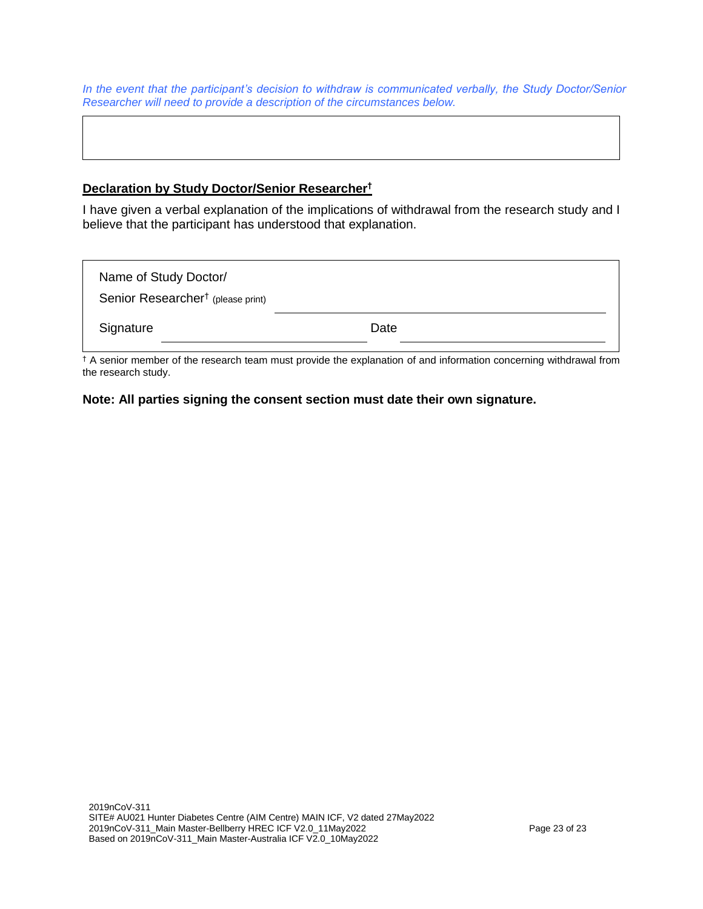*In the event that the participant's decision to withdraw is communicated verbally, the Study Doctor/Senior Researcher will need to provide a description of the circumstances below.*

| |
|---|
| |

**Declaration by Study Doctor/Senior Researcher†**

I have given a verbal explanation of the implications of withdrawal from the research study and I believe that the participant has understood that explanation.

| | | | |
|---|---|---|---|
| Name of Study Doctor/ Senior Researcher† (please print) | | | |
| Signature | | Date | |

† A senior member of the research team must provide the explanation of and information concerning withdrawal from the research study.

**Note: All parties signing the consent section must date their own signature.**

2019nCoV-311
SITE# AU021 Hunter Diabetes Centre (AIM Centre) MAIN ICF, V2 dated 27May2022
2019nCoV-311_Main Master-Bellberry HREC ICF V2.0_11May2022
Based on 2019nCoV-311_Main Master-Australia ICF V2.0_10May2022